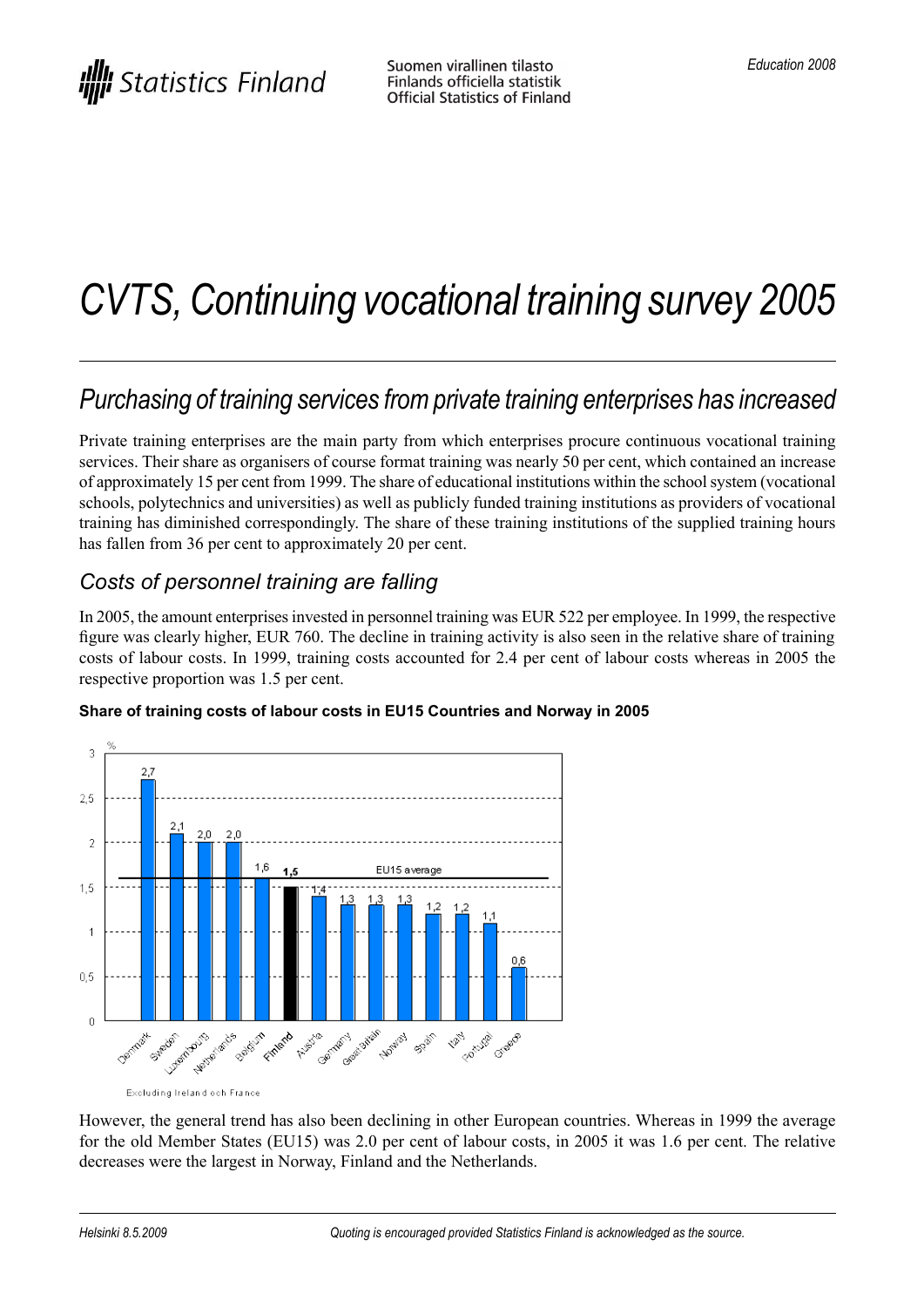# CVTS, Continuing vocational training survey 2005

## Purchasing of training services from private training enterprises has increased

Private training enterprises are the main party from which enterprises procure continuous vocational training services. Their share as organisers of course format training was nearly 50 per cent, which contained an increase of approximately 15 per cent from 1999. The share of educational institutions within the school system (vocational schools, polytechnics and universities) as well as publicly funded training institutions as providers of vocational training has diminished correspondingly. The share of these training institutions of the supplied training hours has fallen from 36 per cent to approximately 20 per cent.

### Costs of personnel training are falling

In 2005, the amount enterprises invested in personnel training was EUR 522 per employee. In 1999, the respective figure was clearly higher, EUR 760. The decline in training activity is also seen in the relative share of training costs of labour costs. In 1999, training costs accounted for 2.4 per cent of labour costs whereas in 2005 the respective proportion was 1.5 per cent.

**Share of training costs of labour costs in EU15 Countries and Norway in 2005**

| Country | % |
|---|---|
| Denmark | 2,7 |
| Sweden | 2,1 |
| Luxembourg | 2,0 |
| Netherlands | 2,0 |
| Belgium | 1,6 |
| **Finland** | **1,5** |
| Austria | 1,4 |
| Germany | 1,3 |
| Great Britain | 1,3 |
| Norway | 1,3 |
| Spain | 1,2 |
| Italy | 1,2 |
| Portugal | 1,1 |
| Greece | 0,6 |

EU15 average

Excluding Ireland och France

However, the general trend has also been declining in other European countries. Whereas in 1999 the average for the old Member States (EU15) was 2.0 per cent of labour costs, in 2005 it was 1.6 per cent. The relative decreases were the largest in Norway, Finland and the Netherlands.

Helsinki 8.5.2009

Quoting is encouraged provided Statistics Finland is acknowledged as the source.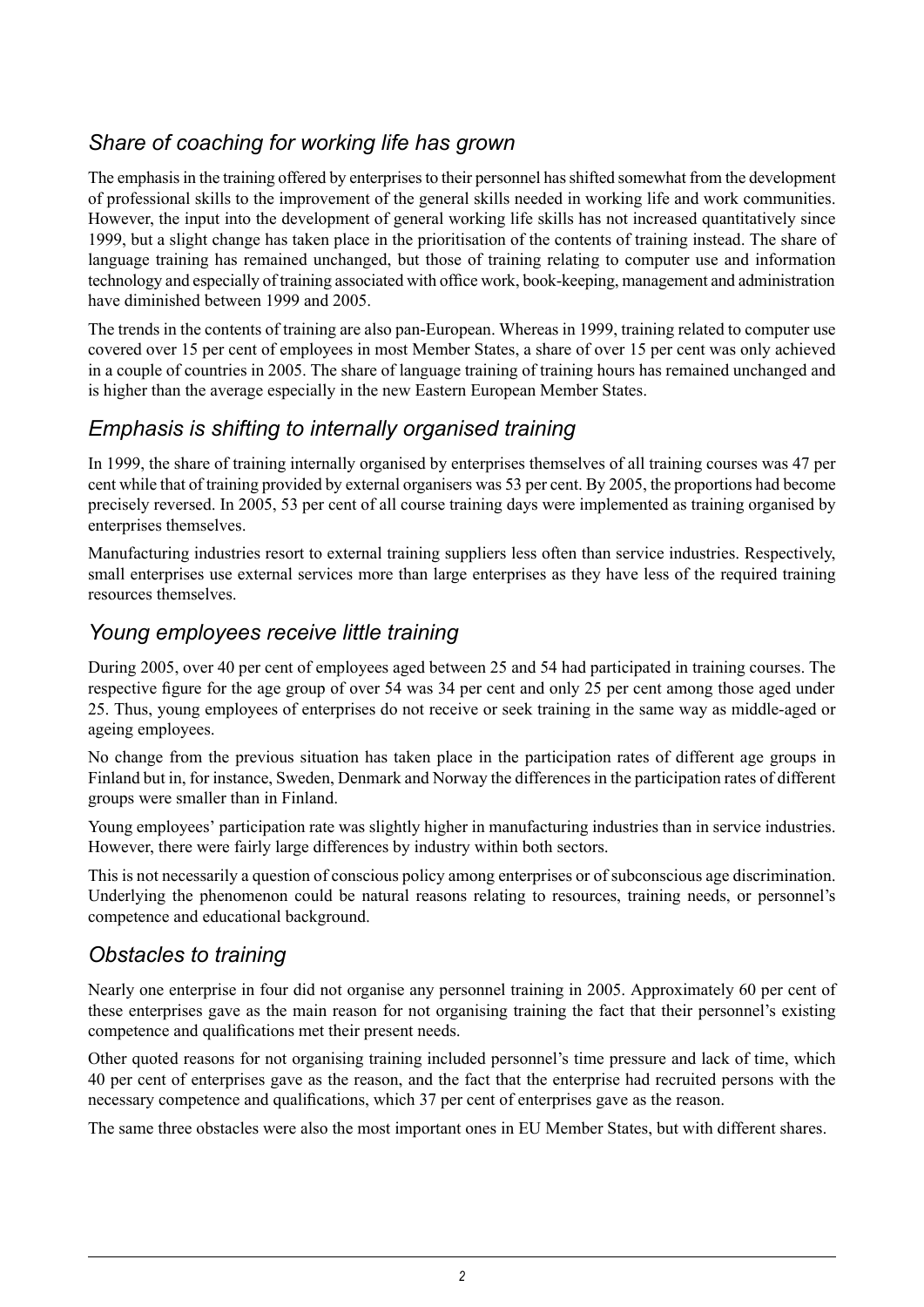## *Share of coaching for working life has grown*

The emphasis in the training offered by enterprises to their personnel has shifted somewhat from the development of professional skills to the improvement of the general skills needed in working life and work communities. However, the input into the development of general working life skills has not increased quantitatively since 1999, but a slight change has taken place in the prioritisation of the contents of training instead. The share of language training has remained unchanged, but those of training relating to computer use and information technology and especially of training associated with office work, book-keeping, management and administration have diminished between 1999 and 2005.

The trends in the contents of training are also pan-European. Whereas in 1999, training related to computer use covered over 15 per cent of employees in most Member States, a share of over 15 per cent was only achieved in a couple of countries in 2005. The share of language training of training hours has remained unchanged and is higher than the average especially in the new Eastern European Member States.

## *Emphasis is shifting to internally organised training*

In 1999, the share of training internally organised by enterprises themselves of all training courses was 47 per cent while that of training provided by external organisers was 53 per cent. By 2005, the proportions had become precisely reversed. In 2005, 53 per cent of all course training days were implemented as training organised by enterprises themselves.

Manufacturing industries resort to external training suppliers less often than service industries. Respectively, small enterprises use external services more than large enterprises as they have less of the required training resources themselves.

## *Young employees receive little training*

During 2005, over 40 per cent of employees aged between 25 and 54 had participated in training courses. The respective figure for the age group of over 54 was 34 per cent and only 25 per cent among those aged under 25. Thus, young employees of enterprises do not receive or seek training in the same way as middle-aged or ageing employees.

No change from the previous situation has taken place in the participation rates of different age groups in Finland but in, for instance, Sweden, Denmark and Norway the differences in the participation rates of different groups were smaller than in Finland.

Young employees' participation rate was slightly higher in manufacturing industries than in service industries. However, there were fairly large differences by industry within both sectors.

This is not necessarily a question of conscious policy among enterprises or of subconscious age discrimination. Underlying the phenomenon could be natural reasons relating to resources, training needs, or personnel's competence and educational background.

## *Obstacles to training*

Nearly one enterprise in four did not organise any personnel training in 2005. Approximately 60 per cent of these enterprises gave as the main reason for not organising training the fact that their personnel's existing competence and qualifications met their present needs.

Other quoted reasons for not organising training included personnel's time pressure and lack of time, which 40 per cent of enterprises gave as the reason, and the fact that the enterprise had recruited persons with the necessary competence and qualifications, which 37 per cent of enterprises gave as the reason.

The same three obstacles were also the most important ones in EU Member States, but with different shares.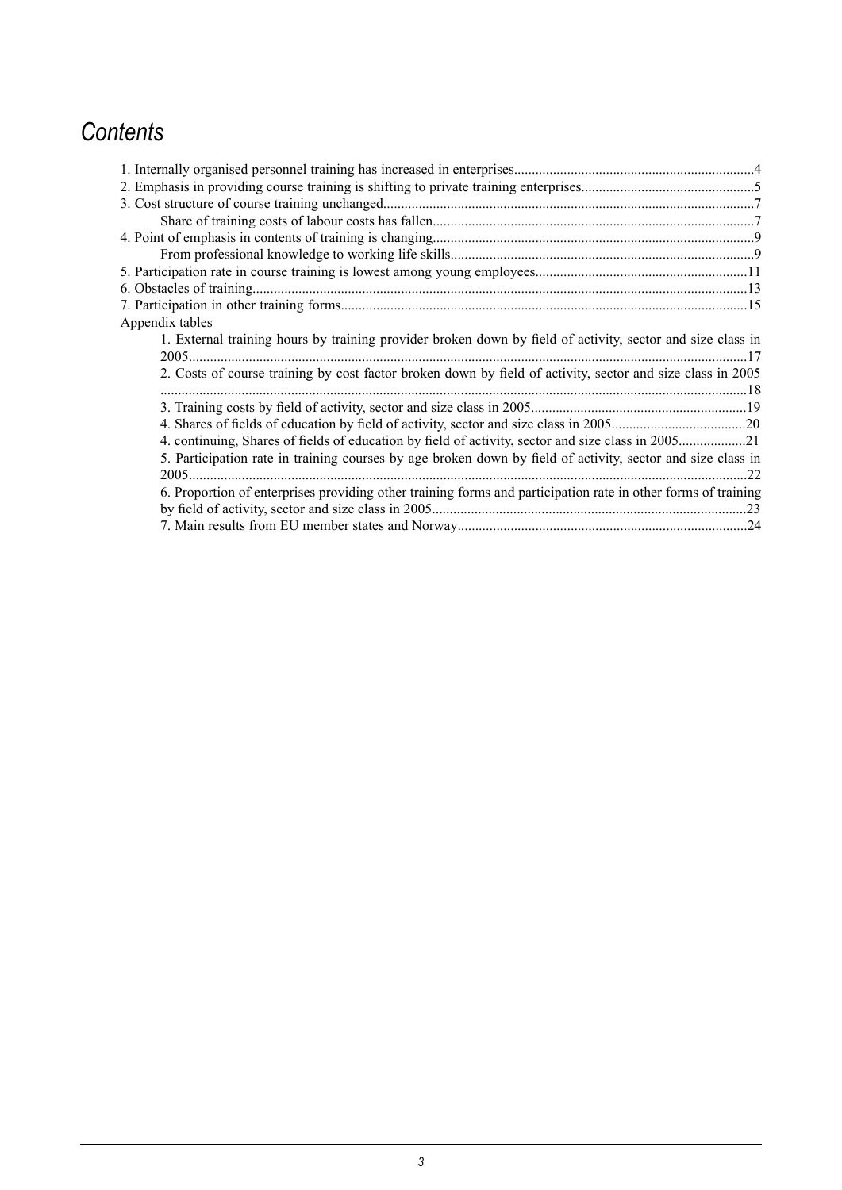# *Contents*

1. Internally organised personnel training has increased in enterprises....................................................................4
2. Emphasis in providing course training is shifting to private training enterprises.................................................5
3. Cost structure of course training unchanged.........................................................................................................7
    - Share of training costs of labour costs has fallen..........................................................................................7
4. Point of emphasis in contents of training is changing...........................................................................................9
    - From professional knowledge to working life skills.....................................................................................9
5. Participation rate in course training is lowest among young employees............................................................11
6. Obstacles of training...........................................................................................................................................13
7. Participation in other training forms..................................................................................................................15

Appendix tables

1. External training hours by training provider broken down by field of activity, sector and size class in 2005............................................................................................................................................17
2. Costs of course training by cost factor broken down by field of activity, sector and size class in 2005 ...................................................................................................................................................18
3. Training costs by field of activity, sector and size class in 2005.............................................................19
4. Shares of fields of education by field of activity, sector and size class in 2005......................................20
4. continuing, Shares of fields of education by field of activity, sector and size class in 2005...................21
5. Participation rate in training courses by age broken down by field of activity, sector and size class in 2005............................................................................................................................................22
6. Proportion of enterprises providing other training forms and participation rate in other forms of training by field of activity, sector and size class in 2005........................................................................23
7. Main results from EU member states and Norway..................................................................................24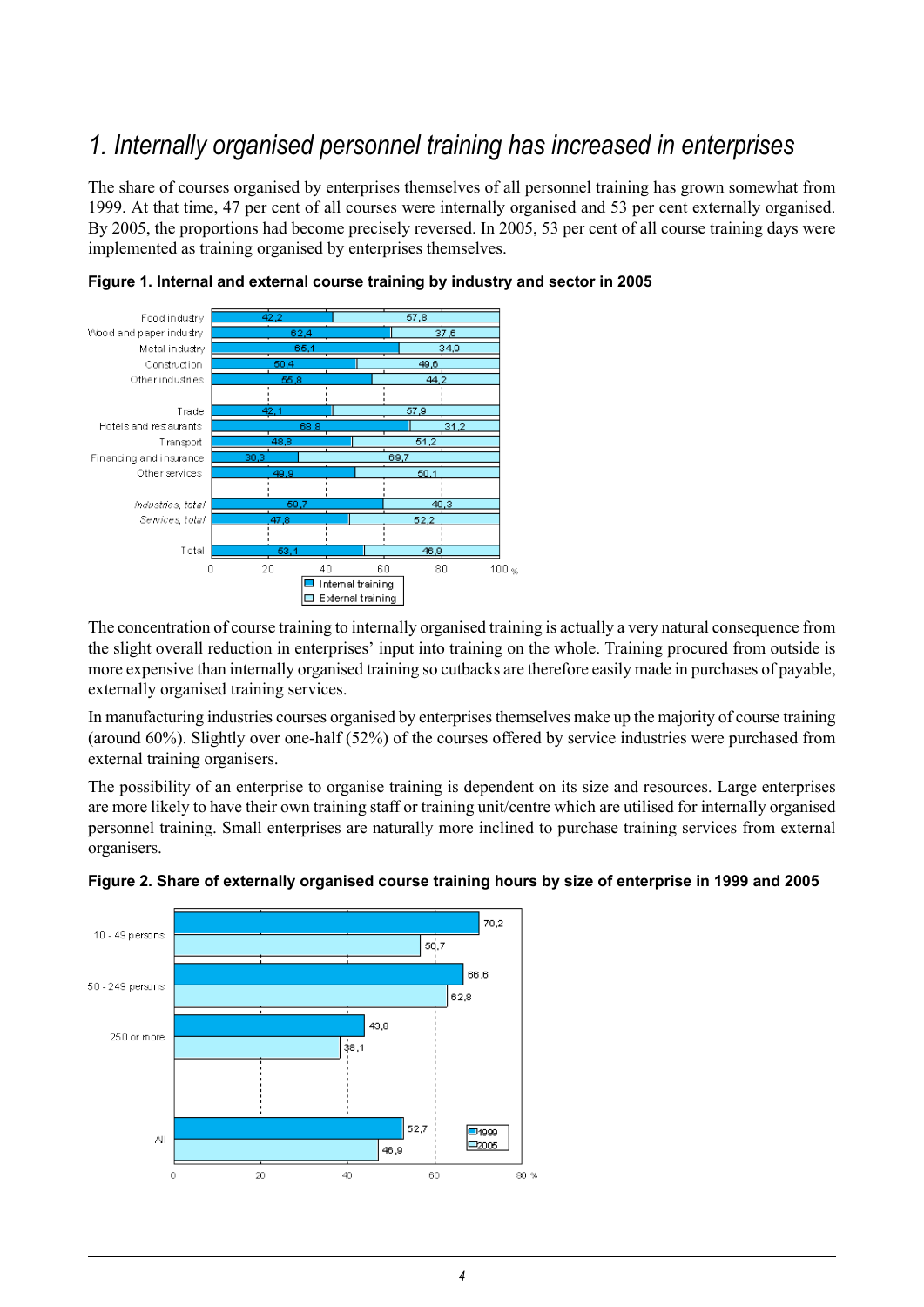# 1. Internally organised personnel training has increased in enterprises

The share of courses organised by enterprises themselves of all personnel training has grown somewhat from 1999. At that time, 47 per cent of all courses were internally organised and 53 per cent externally organised. By 2005, the proportions had become precisely reversed. In 2005, 53 per cent of all course training days were implemented as training organised by enterprises themselves.

**Figure 1. Internal and external course training by industry and sector in 2005**

| | Internal training | External training |
|---|---|---|
| Food industry | 42,2 | 57,8 |
| Wood and paper industry | 62,4 | 37,6 |
| Metal industry | 65,1 | 34,9 |
| Construction | 50,4 | 49,6 |
| Other industries | 55,8 | 44,2 |
| Trade | 42,1 | 57,9 |
| Hotels and restaurants | 68,8 | 31,2 |
| Transport | 48,8 | 51,2 |
| Financing and insurance | 30,3 | 69,7 |
| Other services | 49,9 | 50,1 |
| *Industries, total* | 59,7 | 40,3 |
| *Services, total* | 47,8 | 52,2 |
| Total | 53,1 | 46,9 |

The concentration of course training to internally organised training is actually a very natural consequence from the slight overall reduction in enterprises' input into training on the whole. Training procured from outside is more expensive than internally organised training so cutbacks are therefore easily made in purchases of payable, externally organised training services.

In manufacturing industries courses organised by enterprises themselves make up the majority of course training (around 60%). Slightly over one-half (52%) of the courses offered by service industries were purchased from external training organisers.

The possibility of an enterprise to organise training is dependent on its size and resources. Large enterprises are more likely to have their own training staff or training unit/centre which are utilised for internally organised personnel training. Small enterprises are naturally more inclined to purchase training services from external organisers.

**Figure 2. Share of externally organised course training hours by size of enterprise in 1999 and 2005**

| | 1999 | 2005 |
|---|---|---|
| 10 - 49 persons | 70,2 | 56,7 |
| 50 - 249 persons | 66,6 | 62,8 |
| 250 or more | 43,8 | 38,1 |
| All | 52,7 | 46,9 |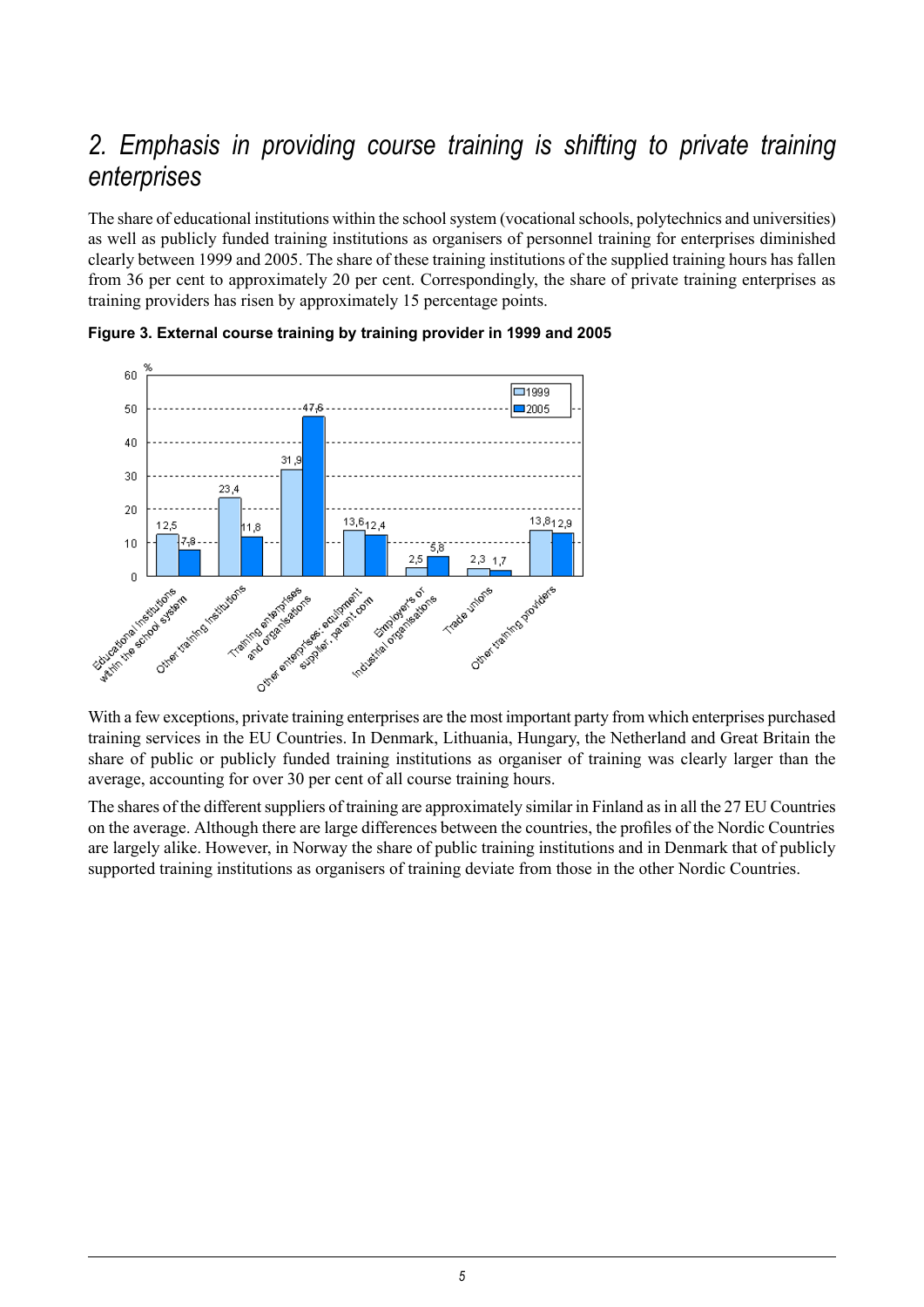## *2. Emphasis in providing course training is shifting to private training enterprises*

The share of educational institutions within the school system (vocational schools, polytechnics and universities) as well as publicly funded training institutions as organisers of personnel training for enterprises diminished clearly between 1999 and 2005. The share of these training institutions of the supplied training hours has fallen from 36 per cent to approximately 20 per cent. Correspondingly, the share of private training enterprises as training providers has risen by approximately 15 percentage points.

**Figure 3. External course training by training provider in 1999 and 2005**

| Training provider | 1999 (%) | 2005 (%) |
|---|---|---|
| Educational institutions within the school system | 12,5 | 7,8 |
| Other training institutions | 23,4 | 11,8 |
| Training enterprises and organisations | 31,9 | 47,6 |
| Other enterprises: equipment supplier, parent com | 13,6 | 12,4 |
| Employer's or industrial organisations | 2,5 | 5,8 |
| Trade unions | 2,3 | 1,7 |
| Other training providers | 13,8 | 12,9 |

With a few exceptions, private training enterprises are the most important party from which enterprises purchased training services in the EU Countries. In Denmark, Lithuania, Hungary, the Netherland and Great Britain the share of public or publicly funded training institutions as organiser of training was clearly larger than the average, accounting for over 30 per cent of all course training hours.

The shares of the different suppliers of training are approximately similar in Finland as in all the 27 EU Countries on the average. Although there are large differences between the countries, the profiles of the Nordic Countries are largely alike. However, in Norway the share of public training institutions and in Denmark that of publicly supported training institutions as organisers of training deviate from those in the other Nordic Countries.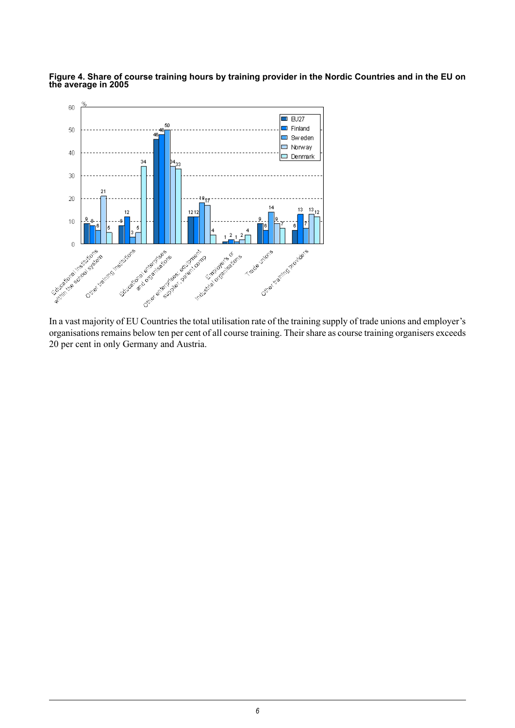**Figure 4. Share of course training hours by training provider in the Nordic Countries and in the EU on the average in 2005**

| % | EU27 | Finland | Sweden | Norway | Denmark |
|---|---|---|---|---|---|
| Educational institutions within the school system | 9 | 8 | 6 | 21 | 5 |
| Other training institutions | 8 | 12 | 3 | 5 | 34 |
| Educational enterprises and organisations | 46 | 48 | 50 | 34 | 33 |
| Other enterprises: equipment supplier, parent comp | 12 | 12 | 18 | 17 | 4 |
| Employer's or industrial organisations | 1 | 2 | 1 | 2 | 4 |
| Trade unions | 9 | 6 | 14 | 9 | 7 |
| Other training providers | 6 | 13 | 7 | 13 | 12 |

In a vast majority of EU Countries the total utilisation rate of the training supply of trade unions and employer's organisations remains below ten per cent of all course training. Their share as course training organisers exceeds 20 per cent in only Germany and Austria.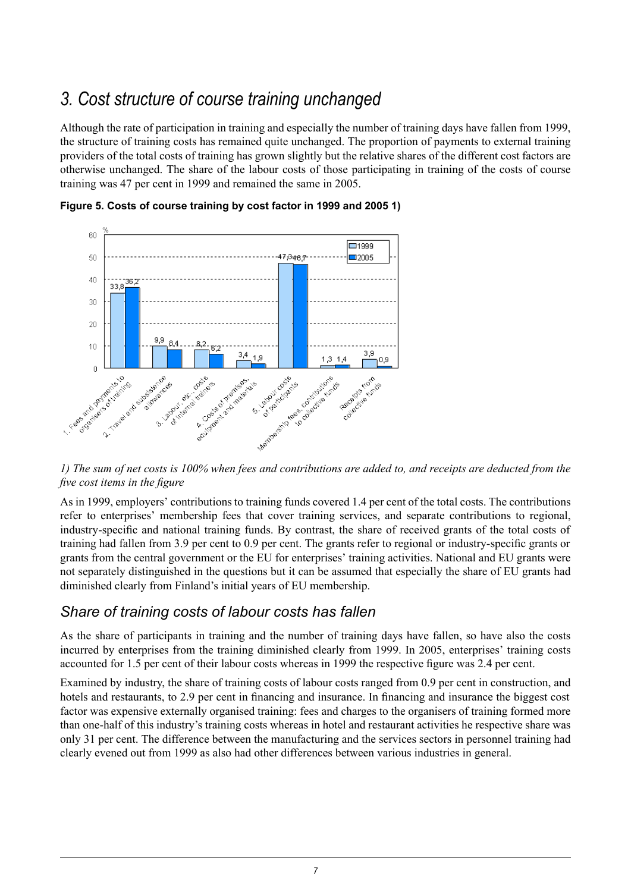# 3. Cost structure of course training unchanged

Although the rate of participation in training and especially the number of training days have fallen from 1999, the structure of training costs has remained quite unchanged. The proportion of payments to external training providers of the total costs of training has grown slightly but the relative shares of the different cost factors are otherwise unchanged. The share of the labour costs of those participating in training of the costs of course training was 47 per cent in 1999 and remained the same in 2005.

**Figure 5. Costs of course training by cost factor in 1999 and 2005 1)**

| Cost factor (%) | 1999 | 2005 |
|---|---|---|
| 1. Fees and payments to organisers of training | 33,8 | 36,2 |
| 2. Travel and subsistence allowances | 9,9 | 8,4 |
| 3. Labour, etc. costs of internal trainers | 8,2 | 6,2 |
| 4. Costs of premises, equipment and materials | 3,4 | 1,9 |
| 5. Labour costs of participants | 47,3 | 46,7 |
| Membership fees, contributions to collective funds | 1,3 | 1,4 |
| Receipts from collective funds | 3,9 | 0,9 |

*1) The sum of net costs is 100% when fees and contributions are added to, and receipts are deducted from the five cost items in the figure*

As in 1999, employers' contributions to training funds covered 1.4 per cent of the total costs. The contributions refer to enterprises' membership fees that cover training services, and separate contributions to regional, industry-specific and national training funds. By contrast, the share of received grants of the total costs of training had fallen from 3.9 per cent to 0.9 per cent. The grants refer to regional or industry-specific grants or grants from the central government or the EU for enterprises' training activities. National and EU grants were not separately distinguished in the questions but it can be assumed that especially the share of EU grants had diminished clearly from Finland's initial years of EU membership.

## Share of training costs of labour costs has fallen

As the share of participants in training and the number of training days have fallen, so have also the costs incurred by enterprises from the training diminished clearly from 1999. In 2005, enterprises' training costs accounted for 1.5 per cent of their labour costs whereas in 1999 the respective figure was 2.4 per cent.

Examined by industry, the share of training costs of labour costs ranged from 0.9 per cent in construction, and hotels and restaurants, to 2.9 per cent in financing and insurance. In financing and insurance the biggest cost factor was expensive externally organised training: fees and charges to the organisers of training formed more than one-half of this industry's training costs whereas in hotel and restaurant activities he respective share was only 31 per cent. The difference between the manufacturing and the services sectors in personnel training had clearly evened out from 1999 as also had other differences between various industries in general.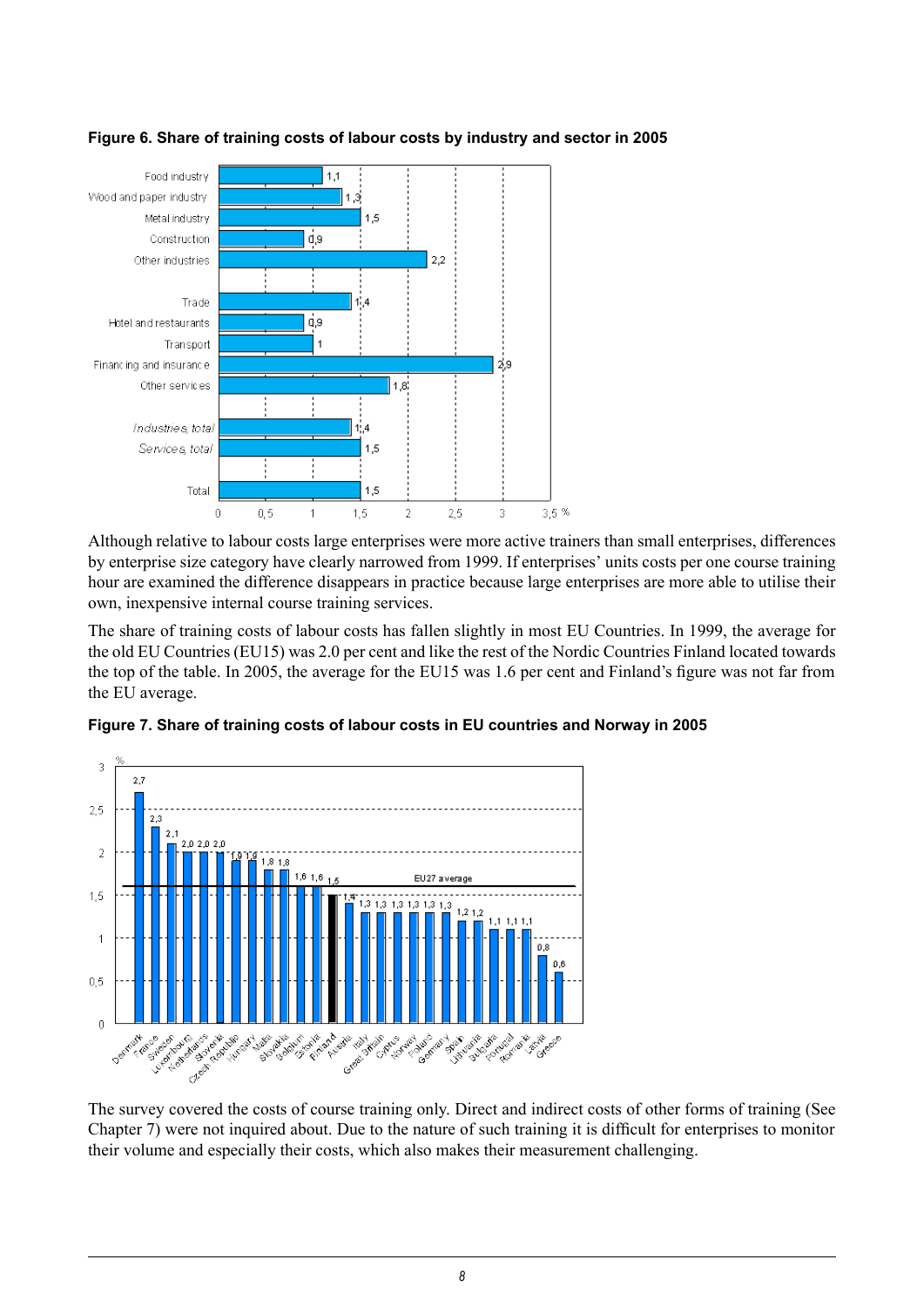**Figure 6. Share of training costs of labour costs by industry and sector in 2005**

| | % |
|---|---|
| Food industry | 1,1 |
| Wood and paper industry | 1,3 |
| Metal industry | 1,5 |
| Construction | 0,9 |
| Other industries | 2,2 |
| Trade | 1,4 |
| Hotel and restaurants | 0,9 |
| Transport | 1 |
| Financing and insurance | 2,9 |
| Other services | 1,8 |
| *Industries, total* | 1,4 |
| *Services, total* | 1,5 |
| Total | 1,5 |

Although relative to labour costs large enterprises were more active trainers than small enterprises, differences by enterprise size category have clearly narrowed from 1999. If enterprises' units costs per one course training hour are examined the difference disappears in practice because large enterprises are more able to utilise their own, inexpensive internal course training services.

The share of training costs of labour costs has fallen slightly in most EU Countries. In 1999, the average for the old EU Countries (EU15) was 2.0 per cent and like the rest of the Nordic Countries Finland located towards the top of the table. In 2005, the average for the EU15 was 1.6 per cent and Finland's figure was not far from the EU average.

**Figure 7. Share of training costs of labour costs in EU countries and Norway in 2005**

| Country | % |
|---|---|
| Denmark | 2,7 |
| France | 2,3 |
| Sweden | 2,1 |
| Luxembourg | 2,0 |
| Netherlands | 2,0 |
| Slovenia | 2,0 |
| Czech Republic | 1,9 |
| Hungary | 1,9 |
| Malta | 1,8 |
| Slovakia | 1,8 |
| Belgium | 1,6 |
| Estonia | 1,6 |
| Finland | 1,5 |
| Austria | 1,4 |
| Italy | 1,3 |
| Great Britain | 1,3 |
| Cyprus | 1,3 |
| Norway | 1,3 |
| Poland | 1,3 |
| Germany | 1,3 |
| Spain | 1,2 |
| Lithuania | 1,2 |
| Bulgaria | 1,1 |
| Portugal | 1,1 |
| Romania | 1,1 |
| Latvia | 0,8 |
| Greece | 0,6 |

EU27 average

The survey covered the costs of course training only. Direct and indirect costs of other forms of training (See Chapter 7) were not inquired about. Due to the nature of such training it is difficult for enterprises to monitor their volume and especially their costs, which also makes their measurement challenging.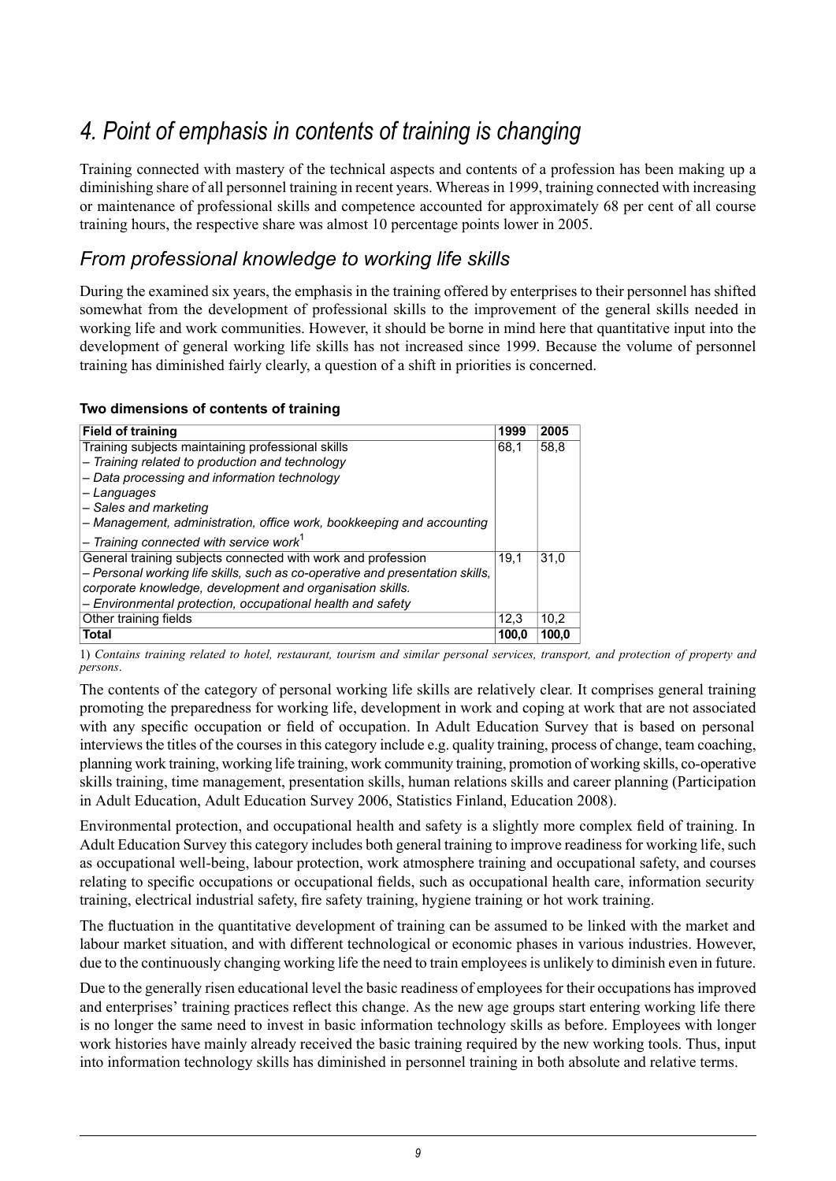# 4. Point of emphasis in contents of training is changing

Training connected with mastery of the technical aspects and contents of a profession has been making up a diminishing share of all personnel training in recent years. Whereas in 1999, training connected with increasing or maintenance of professional skills and competence accounted for approximately 68 per cent of all course training hours, the respective share was almost 10 percentage points lower in 2005.

## From professional knowledge to working life skills

During the examined six years, the emphasis in the training offered by enterprises to their personnel has shifted somewhat from the development of professional skills to the improvement of the general skills needed in working life and work communities. However, it should be borne in mind here that quantitative input into the development of general working life skills has not increased since 1999. Because the volume of personnel training has diminished fairly clearly, a question of a shift in priorities is concerned.

**Two dimensions of contents of training**

| Field of training | 1999 | 2005 |
| --- | --- | --- |
| Training subjects maintaining professional skills<br>*– Training related to production and technology*<br>*– Data processing and information technology*<br>*– Languages*<br>*– Sales and marketing*<br>*– Management, administration, office work, bookkeeping and accounting*<br>*– Training connected with service work*[1] | 68,1 | 58,8 |
| General training subjects connected with work and profession<br>*– Personal working life skills, such as co-operative and presentation skills, corporate knowledge, development and organisation skills.*<br>*– Environmental protection, occupational health and safety* | 19,1 | 31,0 |
| Other training fields | 12,3 | 10,2 |
| **Total** | **100,0** | **100,0** |

1) *Contains training related to hotel, restaurant, tourism and similar personal services, transport, and protection of property and persons.*

The contents of the category of personal working life skills are relatively clear. It comprises general training promoting the preparedness for working life, development in work and coping at work that are not associated with any specific occupation or field of occupation. In Adult Education Survey that is based on personal interviews the titles of the courses in this category include e.g. quality training, process of change, team coaching, planning work training, working life training, work community training, promotion of working skills, co-operative skills training, time management, presentation skills, human relations skills and career planning (Participation in Adult Education, Adult Education Survey 2006, Statistics Finland, Education 2008).

Environmental protection, and occupational health and safety is a slightly more complex field of training. In Adult Education Survey this category includes both general training to improve readiness for working life, such as occupational well-being, labour protection, work atmosphere training and occupational safety, and courses relating to specific occupations or occupational fields, such as occupational health care, information security training, electrical industrial safety, fire safety training, hygiene training or hot work training.

The fluctuation in the quantitative development of training can be assumed to be linked with the market and labour market situation, and with different technological or economic phases in various industries. However, due to the continuously changing working life the need to train employees is unlikely to diminish even in future.

Due to the generally risen educational level the basic readiness of employees for their occupations has improved and enterprises' training practices reflect this change. As the new age groups start entering working life there is no longer the same need to invest in basic information technology skills as before. Employees with longer work histories have mainly already received the basic training required by the new working tools. Thus, input into information technology skills has diminished in personnel training in both absolute and relative terms.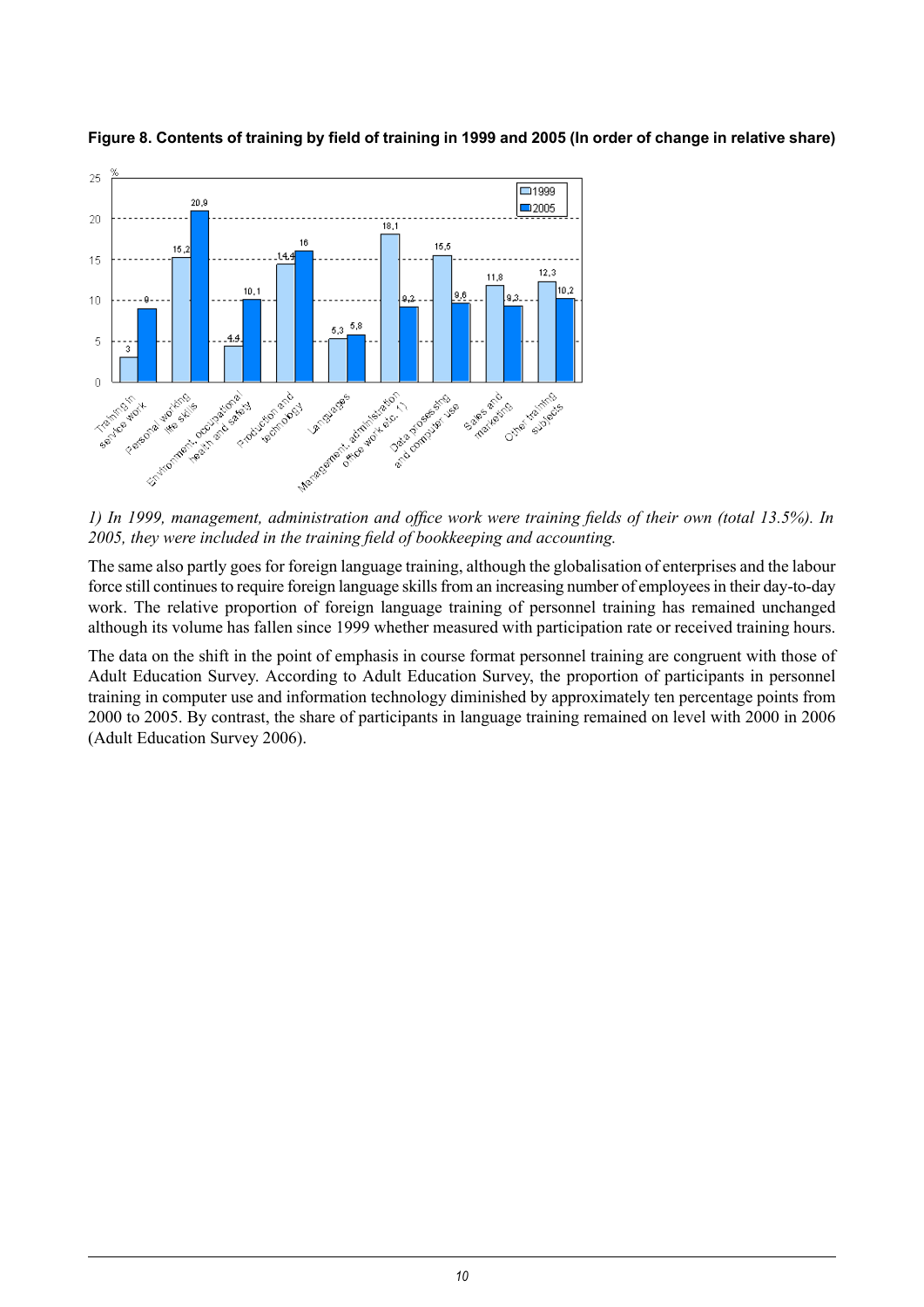**Figure 8. Contents of training by field of training in 1999 and 2005 (In order of change in relative share)**

| Field of training | 1999 | 2005 |
|---|---|---|
| Training in service work | 3 | 9 |
| Personal working life skills | 15,2 | 20,9 |
| Environment, occupational health and safety | 4,4 | 10,1 |
| Production and technology | 14,4 | 16 |
| Languages | 5,3 | 5,8 |
| Management, administration office work etc. 1) | 18,1 | 9,2 |
| Data processing and computer use | 15,5 | 9,6 |
| Sales and marketing | 11,8 | 9,3 |
| Other training subjects | 12,3 | 10,2 |

*1) In 1999, management, administration and office work were training fields of their own (total 13.5%). In 2005, they were included in the training field of bookkeeping and accounting.*

The same also partly goes for foreign language training, although the globalisation of enterprises and the labour force still continues to require foreign language skills from an increasing number of employees in their day-to-day work. The relative proportion of foreign language training of personnel training has remained unchanged although its volume has fallen since 1999 whether measured with participation rate or received training hours.

The data on the shift in the point of emphasis in course format personnel training are congruent with those of Adult Education Survey. According to Adult Education Survey, the proportion of participants in personnel training in computer use and information technology diminished by approximately ten percentage points from 2000 to 2005. By contrast, the share of participants in language training remained on level with 2000 in 2006 (Adult Education Survey 2006).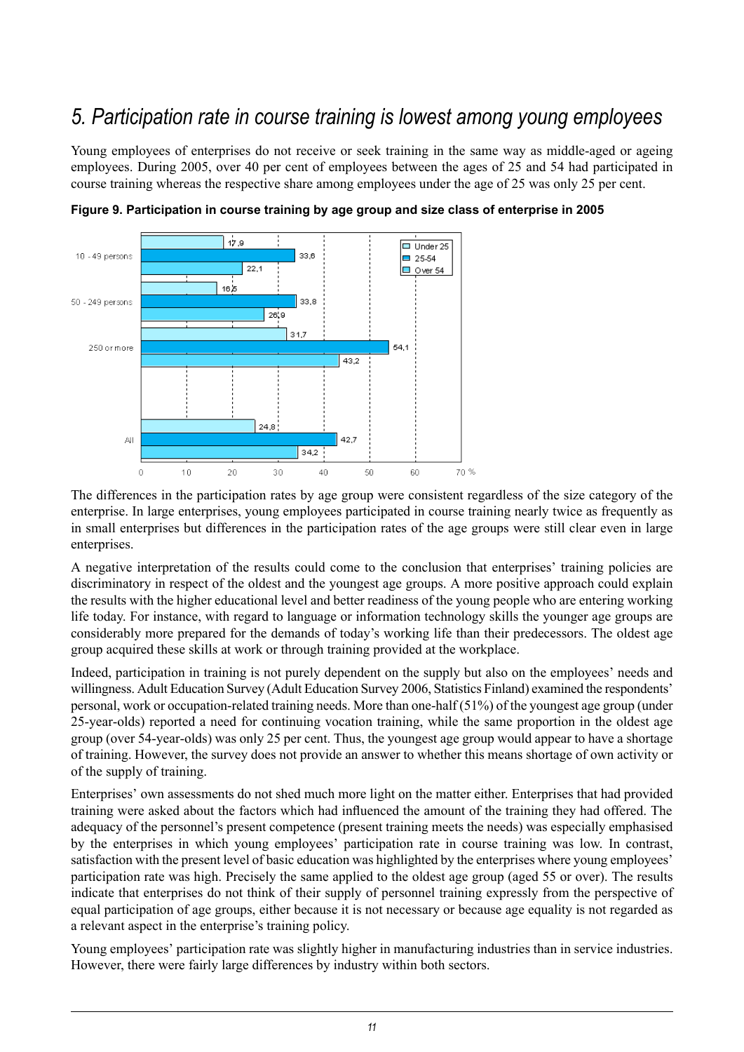# 5. Participation rate in course training is lowest among young employees

Young employees of enterprises do not receive or seek training in the same way as middle-aged or ageing employees. During 2005, over 40 per cent of employees between the ages of 25 and 54 had participated in course training whereas the respective share among employees under the age of 25 was only 25 per cent.

**Figure 9. Participation in course training by age group and size class of enterprise in 2005**

| | Under 25 | 25-54 | Over 54 |
|---|---|---|---|
| 10 - 49 persons | 17,9 | 33,6 | 22,1 |
| 50 - 249 persons | 16,5 | 33,8 | 26,9 |
| 250 or more | 31,7 | 54,1 | 43,2 |
| All | 24,8 | 42,7 | 34,2 |

The differences in the participation rates by age group were consistent regardless of the size category of the enterprise. In large enterprises, young employees participated in course training nearly twice as frequently as in small enterprises but differences in the participation rates of the age groups were still clear even in large enterprises.

A negative interpretation of the results could come to the conclusion that enterprises' training policies are discriminatory in respect of the oldest and the youngest age groups. A more positive approach could explain the results with the higher educational level and better readiness of the young people who are entering working life today. For instance, with regard to language or information technology skills the younger age groups are considerably more prepared for the demands of today's working life than their predecessors. The oldest age group acquired these skills at work or through training provided at the workplace.

Indeed, participation in training is not purely dependent on the supply but also on the employees' needs and willingness. Adult Education Survey (Adult Education Survey 2006, Statistics Finland) examined the respondents' personal, work or occupation-related training needs. More than one-half (51%) of the youngest age group (under 25-year-olds) reported a need for continuing vocation training, while the same proportion in the oldest age group (over 54-year-olds) was only 25 per cent. Thus, the youngest age group would appear to have a shortage of training. However, the survey does not provide an answer to whether this means shortage of own activity or of the supply of training.

Enterprises' own assessments do not shed much more light on the matter either. Enterprises that had provided training were asked about the factors which had influenced the amount of the training they had offered. The adequacy of the personnel's present competence (present training meets the needs) was especially emphasised by the enterprises in which young employees' participation rate in course training was low. In contrast, satisfaction with the present level of basic education was highlighted by the enterprises where young employees' participation rate was high. Precisely the same applied to the oldest age group (aged 55 or over). The results indicate that enterprises do not think of their supply of personnel training expressly from the perspective of equal participation of age groups, either because it is not necessary or because age equality is not regarded as a relevant aspect in the enterprise's training policy.

Young employees' participation rate was slightly higher in manufacturing industries than in service industries. However, there were fairly large differences by industry within both sectors.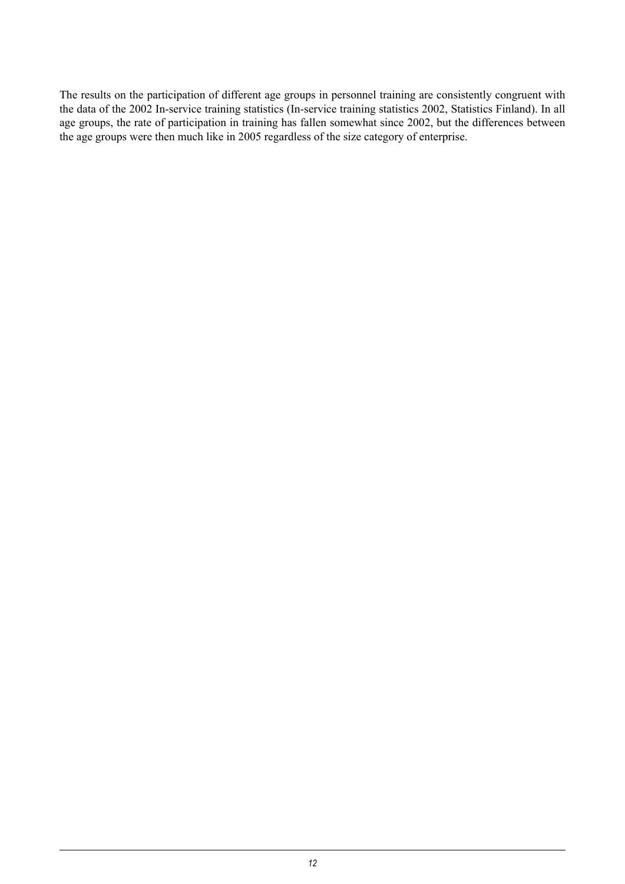The results on the participation of different age groups in personnel training are consistently congruent with the data of the 2002 In-service training statistics (In-service training statistics 2002, Statistics Finland). In all age groups, the rate of participation in training has fallen somewhat since 2002, but the differences between the age groups were then much like in 2005 regardless of the size category of enterprise.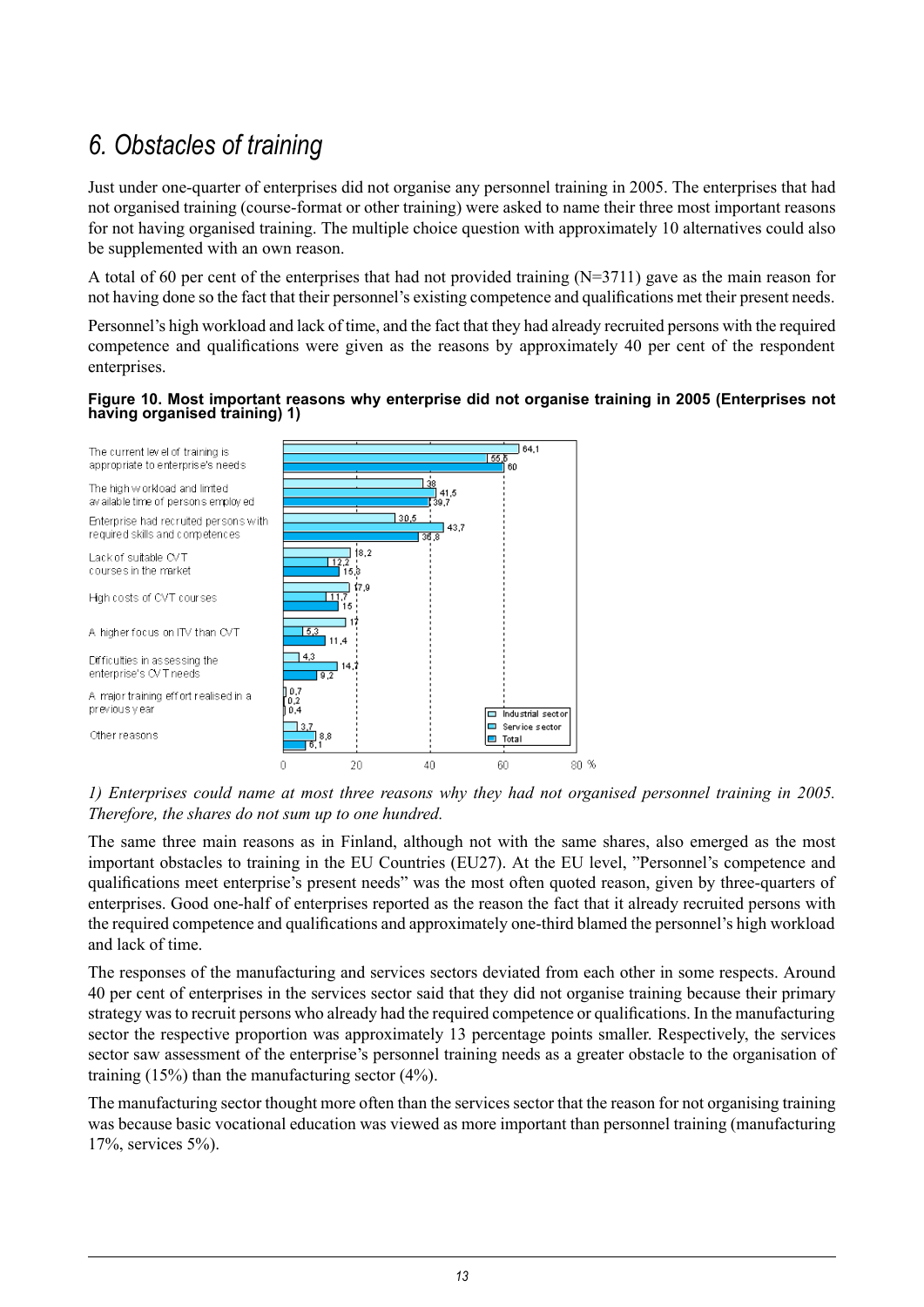# 6. Obstacles of training

Just under one-quarter of enterprises did not organise any personnel training in 2005. The enterprises that had not organised training (course-format or other training) were asked to name their three most important reasons for not having organised training. The multiple choice question with approximately 10 alternatives could also be supplemented with an own reason.

A total of 60 per cent of the enterprises that had not provided training (N=3711) gave as the main reason for not having done so the fact that their personnel's existing competence and qualifications met their present needs.

Personnel's high workload and lack of time, and the fact that they had already recruited persons with the required competence and qualifications were given as the reasons by approximately 40 per cent of the respondent enterprises.

**Figure 10. Most important reasons why enterprise did not organise training in 2005 (Enterprises not having organised training) 1)**

| Reason | Industrial sector | Service sector | Total |
|---|---|---|---|
| The current level of training is appropriate to enterprise's needs | 64,1 | 55,6 | 60 |
| The high workload and limited available time of persons employed | 38 | 41,5 | 39,7 |
| Enterprise had recruited persons with required skills and competences | 30,5 | 43,7 | 36,8 |
| Lack of suitable CVT courses in the market | 18,2 | 12,2 | 15,3 |
| High costs of CVT courses | 17,9 | 11,7 | 15 |
| A higher focus on ITV than CVT | 17 | 5,3 | 11,4 |
| Difficulties in assessing the enterprise's CVT needs | 4,3 | 14,7 | 9,2 |
| A major training effort realised in a previous year | 0,7 | 0,2 | 0,4 |
| Other reasons | 3,7 | 8,8 | 6,1 |

*1) Enterprises could name at most three reasons why they had not organised personnel training in 2005. Therefore, the shares do not sum up to one hundred.*

The same three main reasons as in Finland, although not with the same shares, also emerged as the most important obstacles to training in the EU Countries (EU27). At the EU level, "Personnel's competence and qualifications meet enterprise's present needs" was the most often quoted reason, given by three-quarters of enterprises. Good one-half of enterprises reported as the reason the fact that it already recruited persons with the required competence and qualifications and approximately one-third blamed the personnel's high workload and lack of time.

The responses of the manufacturing and services sectors deviated from each other in some respects. Around 40 per cent of enterprises in the services sector said that they did not organise training because their primary strategy was to recruit persons who already had the required competence or qualifications. In the manufacturing sector the respective proportion was approximately 13 percentage points smaller. Respectively, the services sector saw assessment of the enterprise's personnel training needs as a greater obstacle to the organisation of training (15%) than the manufacturing sector (4%).

The manufacturing sector thought more often than the services sector that the reason for not organising training was because basic vocational education was viewed as more important than personnel training (manufacturing 17%, services 5%).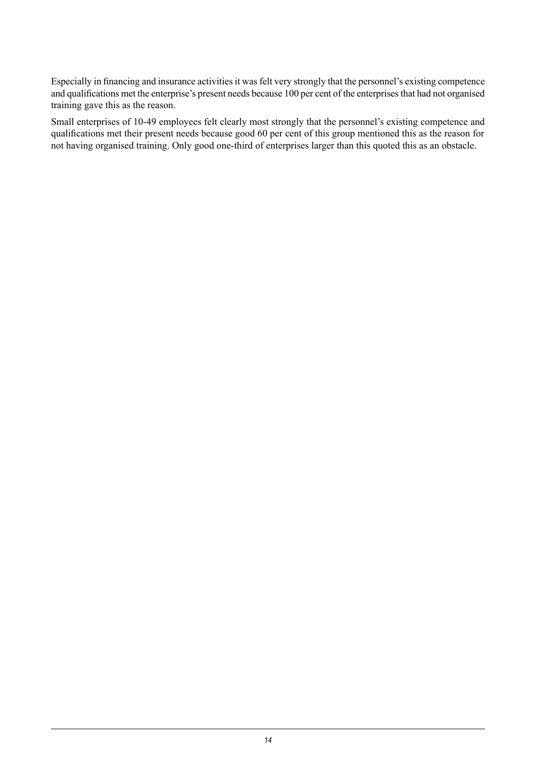Especially in financing and insurance activities it was felt very strongly that the personnel's existing competence and qualifications met the enterprise's present needs because 100 per cent of the enterprises that had not organised training gave this as the reason.

Small enterprises of 10-49 employees felt clearly most strongly that the personnel's existing competence and qualifications met their present needs because good 60 per cent of this group mentioned this as the reason for not having organised training. Only good one-third of enterprises larger than this quoted this as an obstacle.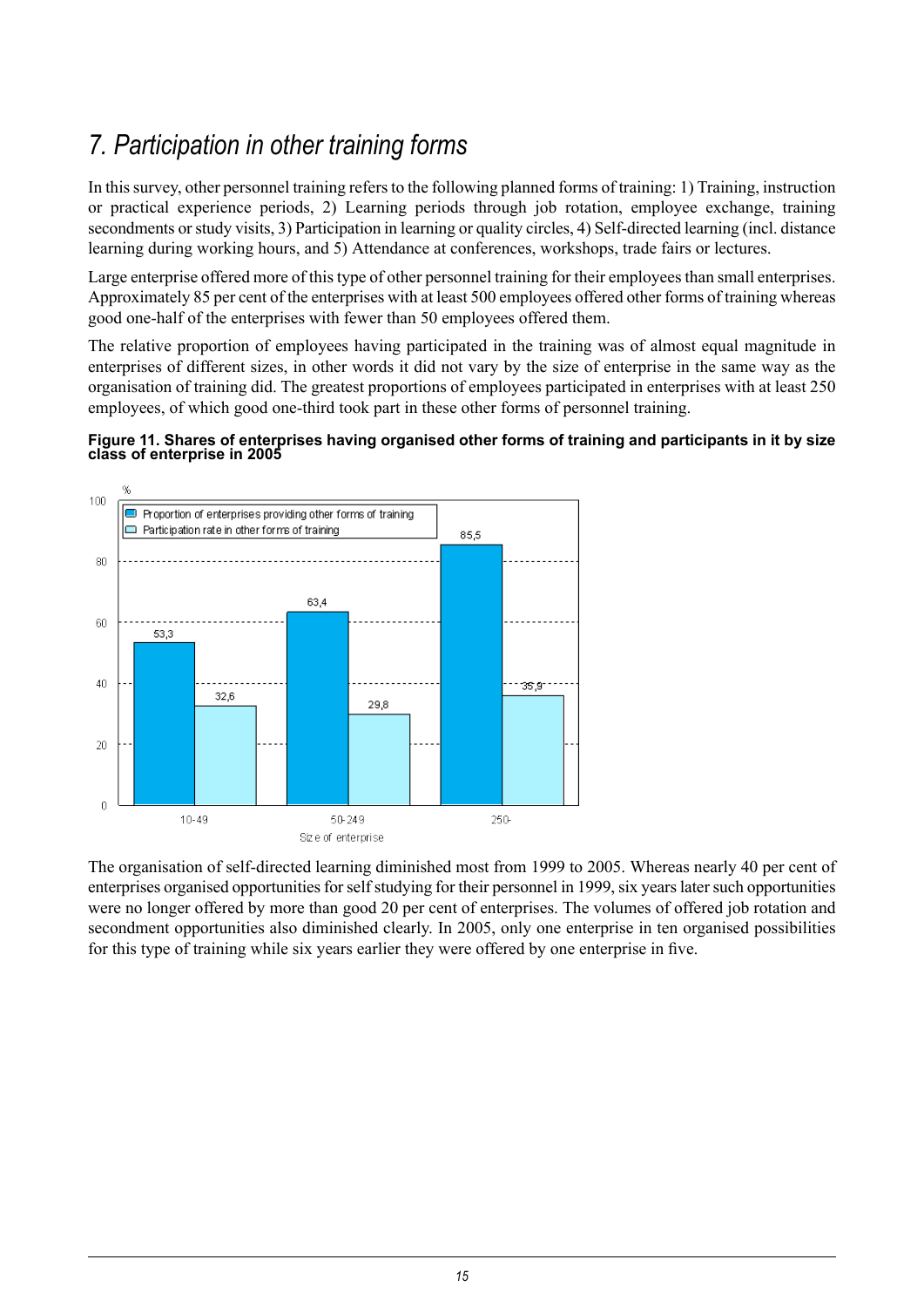# *7. Participation in other training forms*

In this survey, other personnel training refers to the following planned forms of training: 1) Training, instruction or practical experience periods, 2) Learning periods through job rotation, employee exchange, training secondments or study visits, 3) Participation in learning or quality circles, 4) Self-directed learning (incl. distance learning during working hours, and 5) Attendance at conferences, workshops, trade fairs or lectures.

Large enterprise offered more of this type of other personnel training for their employees than small enterprises. Approximately 85 per cent of the enterprises with at least 500 employees offered other forms of training whereas good one-half of the enterprises with fewer than 50 employees offered them.

The relative proportion of employees having participated in the training was of almost equal magnitude in enterprises of different sizes, in other words it did not vary by the size of enterprise in the same way as the organisation of training did. The greatest proportions of employees participated in enterprises with at least 250 employees, of which good one-third took part in these other forms of personnel training.

**Figure 11. Shares of enterprises having organised other forms of training and participants in it by size class of enterprise in 2005**

| Size of enterprise | Proportion of enterprises providing other forms of training (%) | Participation rate in other forms of training (%) |
| --- | --- | --- |
| 10-49 | 53,3 | 32,6 |
| 50-249 | 63,4 | 29,8 |
| 250- | 85,5 | 35,9 |

The organisation of self-directed learning diminished most from 1999 to 2005. Whereas nearly 40 per cent of enterprises organised opportunities for self studying for their personnel in 1999, six years later such opportunities were no longer offered by more than good 20 per cent of enterprises. The volumes of offered job rotation and secondment opportunities also diminished clearly. In 2005, only one enterprise in ten organised possibilities for this type of training while six years earlier they were offered by one enterprise in five.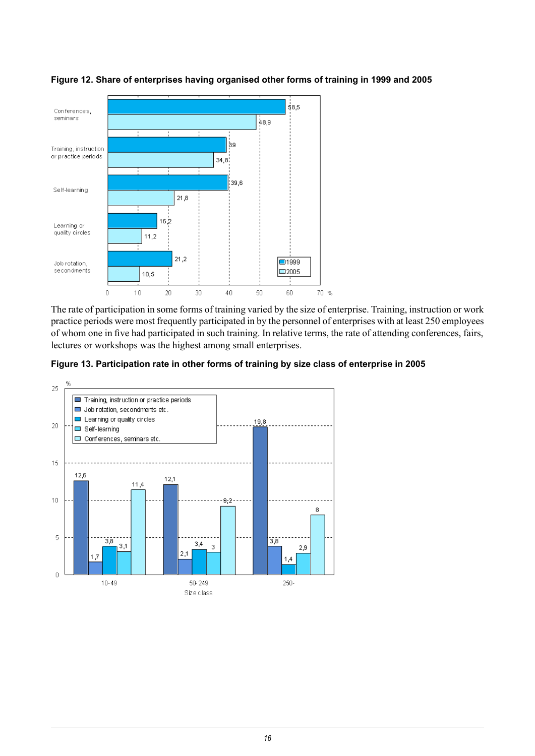**Figure 12. Share of enterprises having organised other forms of training in 1999 and 2005**

| | 1999 | 2005 |
|---|---|---|
| Conferences, seminars | 58,5 | 48,9 |
| Training, instruction or practice periods | 39 | 34,8 |
| Self-learning | 39,6 | 21,8 |
| Learning or quality circles | 16,2 | 11,2 |
| Job rotation, secondments | 21,2 | 10,5 |

The rate of participation in some forms of training varied by the size of enterprise. Training, instruction or work practice periods were most frequently participated in by the personnel of enterprises with at least 250 employees of whom one in five had participated in such training. In relative terms, the rate of attending conferences, fairs, lectures or workshops was the highest among small enterprises.

**Figure 13. Participation rate in other forms of training by size class of enterprise in 2005**

| Size class | Training, instruction or practice periods | Job rotation, secondments etc. | Learning or quality circles | Self-learning | Conferences, seminars etc. |
|---|---|---|---|---|---|
| 10-49 | 12,6 | 1,7 | 3,8 | 3,1 | 11,4 |
| 50-249 | 12,1 | 2,1 | 3,4 | 3 | 9,2 |
| 250- | 19,8 | 3,8 | 1,4 | 2,9 | 8 |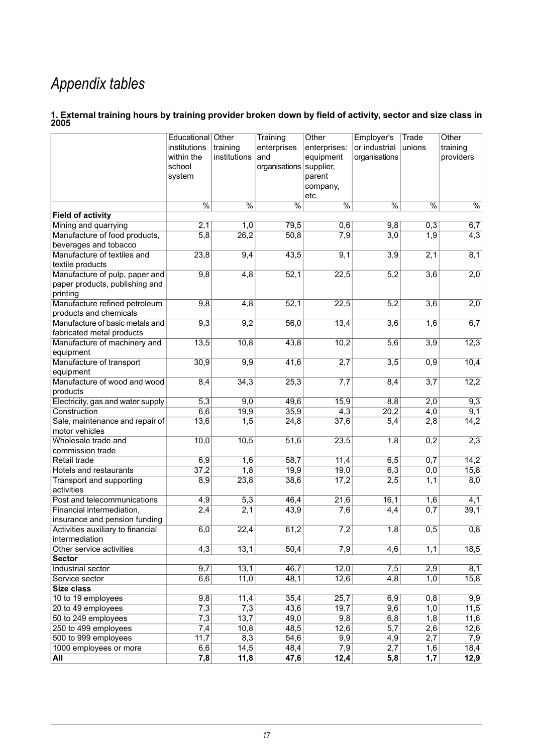# Appendix tables

**1. External training hours by training provider broken down by field of activity, sector and size class in 2005**

| | Educational institutions within the school system | Other training institutions | Training enterprises and organisations | Other enterprises: equipment supplier, parent company, etc. | Employer's or industrial organisations | Trade unions | Other training providers |
|---|---|---|---|---|---|---|---|
| | % | % | % | % | % | % | % |
| **Field of activity** | | | | | | | |
| Mining and quarrying | 2,1 | 1,0 | 79,5 | 0,6 | 9,8 | 0,3 | 6,7 |
| Manufacture of food products, beverages and tobacco | 5,8 | 26,2 | 50,8 | 7,9 | 3,0 | 1,9 | 4,3 |
| Manufacture of textiles and textile products | 23,8 | 9,4 | 43,5 | 9,1 | 3,9 | 2,1 | 8,1 |
| Manufacture of pulp, paper and paper products, publishing and printing | 9,8 | 4,8 | 52,1 | 22,5 | 5,2 | 3,6 | 2,0 |
| Manufacture refined petroleum products and chemicals | 9,8 | 4,8 | 52,1 | 22,5 | 5,2 | 3,6 | 2,0 |
| Manufacture of basic metals and fabricated metal products | 9,3 | 9,2 | 56,0 | 13,4 | 3,6 | 1,6 | 6,7 |
| Manufacture of machinery and equipment | 13,5 | 10,8 | 43,8 | 10,2 | 5,6 | 3,9 | 12,3 |
| Manufacture of transport equipment | 30,9 | 9,9 | 41,6 | 2,7 | 3,5 | 0,9 | 10,4 |
| Manufacture of wood and wood products | 8,4 | 34,3 | 25,3 | 7,7 | 8,4 | 3,7 | 12,2 |
| Electricity, gas and water supply | 5,3 | 9,0 | 49,6 | 15,9 | 8,8 | 2,0 | 9,3 |
| Construction | 6,6 | 19,9 | 35,9 | 4,3 | 20,2 | 4,0 | 9,1 |
| Sale, maintenance and repair of motor vehicles | 13,6 | 1,5 | 24,8 | 37,6 | 5,4 | 2,8 | 14,2 |
| Wholesale trade and commission trade | 10,0 | 10,5 | 51,6 | 23,5 | 1,8 | 0,2 | 2,3 |
| Retail trade | 6,9 | 1,6 | 58,7 | 11,4 | 6,5 | 0,7 | 14,2 |
| Hotels and restaurants | 37,2 | 1,8 | 19,9 | 19,0 | 6,3 | 0,0 | 15,8 |
| Transport and supporting activities | 8,9 | 23,8 | 38,6 | 17,2 | 2,5 | 1,1 | 8,0 |
| Post and telecommunications | 4,9 | 5,3 | 46,4 | 21,6 | 16,1 | 1,6 | 4,1 |
| Financial intermediation, insurance and pension funding | 2,4 | 2,1 | 43,9 | 7,6 | 4,4 | 0,7 | 39,1 |
| Activities auxiliary to financial intermediation | 6,0 | 22,4 | 61,2 | 7,2 | 1,8 | 0,5 | 0,8 |
| Other service activities | 4,3 | 13,1 | 50,4 | 7,9 | 4,6 | 1,1 | 18,5 |
| **Sector** | | | | | | | |
| Industrial sector | 9,7 | 13,1 | 46,7 | 12,0 | 7,5 | 2,9 | 8,1 |
| Service sector | 6,6 | 11,0 | 48,1 | 12,6 | 4,8 | 1,0 | 15,8 |
| **Size class** | | | | | | | |
| 10 to 19 employees | 9,8 | 11,4 | 35,4 | 25,7 | 6,9 | 0,8 | 9,9 |
| 20 to 49 employees | 7,3 | 7,3 | 43,6 | 19,7 | 9,6 | 1,0 | 11,5 |
| 50 to 249 employees | 7,3 | 13,7 | 49,0 | 9,8 | 6,8 | 1,8 | 11,6 |
| 250 to 499 employees | 7,4 | 10,8 | 48,5 | 12,6 | 5,7 | 2,6 | 12,6 |
| 500 to 999 employees | 11,7 | 8,3 | 54,6 | 9,9 | 4,9 | 2,7 | 7,9 |
| 1000 employees or more | 6,6 | 14,5 | 48,4 | 7,9 | 2,7 | 1,6 | 18,4 |
| **All** | **7,8** | **11,8** | **47,6** | **12,4** | **5,8** | **1,7** | **12,9** |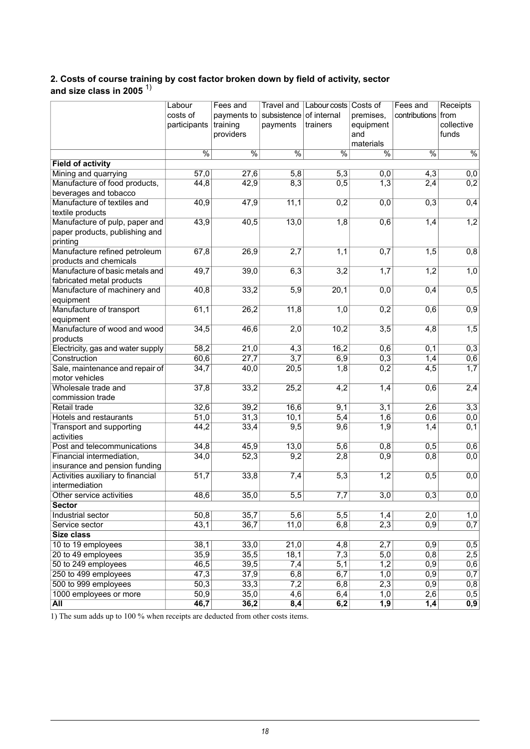### 2. Costs of course training by cost factor broken down by field of activity, sector and size class in 2005 [1)]

| | Labour costs of participants | Fees and payments to training providers | Travel and subsistence payments | Labour costs of internal trainers | Costs of premises, equipment and materials | Fees and contributions | Receipts from collective funds |
|---|---|---|---|---|---|---|---|
| | % | % | % | % | % | % | % |
| **Field of activity** | | | | | | | |
| Mining and quarrying | 57,0 | 27,6 | 5,8 | 5,3 | 0,0 | 4,3 | 0,0 |
| Manufacture of food products, beverages and tobacco | 44,8 | 42,9 | 8,3 | 0,5 | 1,3 | 2,4 | 0,2 |
| Manufacture of textiles and textile products | 40,9 | 47,9 | 11,1 | 0,2 | 0,0 | 0,3 | 0,4 |
| Manufacture of pulp, paper and paper products, publishing and printing | 43,9 | 40,5 | 13,0 | 1,8 | 0,6 | 1,4 | 1,2 |
| Manufacture refined petroleum products and chemicals | 67,8 | 26,9 | 2,7 | 1,1 | 0,7 | 1,5 | 0,8 |
| Manufacture of basic metals and fabricated metal products | 49,7 | 39,0 | 6,3 | 3,2 | 1,7 | 1,2 | 1,0 |
| Manufacture of machinery and equipment | 40,8 | 33,2 | 5,9 | 20,1 | 0,0 | 0,4 | 0,5 |
| Manufacture of transport equipment | 61,1 | 26,2 | 11,8 | 1,0 | 0,2 | 0,6 | 0,9 |
| Manufacture of wood and wood products | 34,5 | 46,6 | 2,0 | 10,2 | 3,5 | 4,8 | 1,5 |
| Electricity, gas and water supply | 58,2 | 21,0 | 4,3 | 16,2 | 0,6 | 0,1 | 0,3 |
| Construction | 60,6 | 27,7 | 3,7 | 6,9 | 0,3 | 1,4 | 0,6 |
| Sale, maintenance and repair of motor vehicles | 34,7 | 40,0 | 20,5 | 1,8 | 0,2 | 4,5 | 1,7 |
| Wholesale trade and commission trade | 37,8 | 33,2 | 25,2 | 4,2 | 1,4 | 0,6 | 2,4 |
| Retail trade | 32,6 | 39,2 | 16,6 | 9,1 | 3,1 | 2,6 | 3,3 |
| Hotels and restaurants | 51,0 | 31,3 | 10,1 | 5,4 | 1,6 | 0,6 | 0,0 |
| Transport and supporting activities | 44,2 | 33,4 | 9,5 | 9,6 | 1,9 | 1,4 | 0,1 |
| Post and telecommunications | 34,8 | 45,9 | 13,0 | 5,6 | 0,8 | 0,5 | 0,6 |
| Financial intermediation, insurance and pension funding | 34,0 | 52,3 | 9,2 | 2,8 | 0,9 | 0,8 | 0,0 |
| Activities auxiliary to financial intermediation | 51,7 | 33,8 | 7,4 | 5,3 | 1,2 | 0,5 | 0,0 |
| Other service activities | 48,6 | 35,0 | 5,5 | 7,7 | 3,0 | 0,3 | 0,0 |
| **Sector** | | | | | | | |
| Industrial sector | 50,8 | 35,7 | 5,6 | 5,5 | 1,4 | 2,0 | 1,0 |
| Service sector | 43,1 | 36,7 | 11,0 | 6,8 | 2,3 | 0,9 | 0,7 |
| **Size class** | | | | | | | |
| 10 to 19 employees | 38,1 | 33,0 | 21,0 | 4,8 | 2,7 | 0,9 | 0,5 |
| 20 to 49 employees | 35,9 | 35,5 | 18,1 | 7,3 | 5,0 | 0,8 | 2,5 |
| 50 to 249 employees | 46,5 | 39,5 | 7,4 | 5,1 | 1,2 | 0,9 | 0,6 |
| 250 to 499 employees | 47,3 | 37,9 | 6,8 | 6,7 | 1,0 | 0,9 | 0,7 |
| 500 to 999 employees | 50,3 | 33,3 | 7,2 | 6,8 | 2,3 | 0,9 | 0,8 |
| 1000 employees or more | 50,9 | 35,0 | 4,6 | 6,4 | 1,0 | 2,6 | 0,5 |
| **All** | **46,7** | **36,2** | **8,4** | **6,2** | **1,9** | **1,4** | **0,9** |

1) The sum adds up to 100 % when receipts are deducted from other costs items.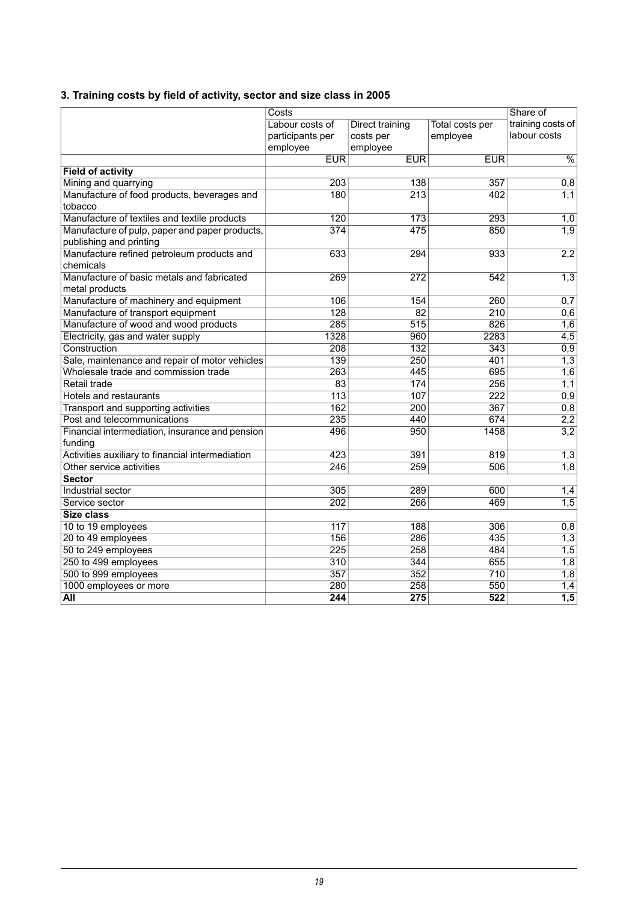### 3. Training costs by field of activity, sector and size class in 2005

| | Costs | | | Share of training costs of labour costs |
|---|---|---|---|---|
| | Labour costs of participants per employee | Direct training costs per employee | Total costs per employee | |
| | EUR | EUR | EUR | % |
| **Field of activity** | | | | |
| Mining and quarrying | 203 | 138 | 357 | 0,8 |
| Manufacture of food products, beverages and tobacco | 180 | 213 | 402 | 1,1 |
| Manufacture of textiles and textile products | 120 | 173 | 293 | 1,0 |
| Manufacture of pulp, paper and paper products, publishing and printing | 374 | 475 | 850 | 1,9 |
| Manufacture refined petroleum products and chemicals | 633 | 294 | 933 | 2,2 |
| Manufacture of basic metals and fabricated metal products | 269 | 272 | 542 | 1,3 |
| Manufacture of machinery and equipment | 106 | 154 | 260 | 0,7 |
| Manufacture of transport equipment | 128 | 82 | 210 | 0,6 |
| Manufacture of wood and wood products | 285 | 515 | 826 | 1,6 |
| Electricity, gas and water supply | 1328 | 960 | 2283 | 4,5 |
| Construction | 208 | 132 | 343 | 0,9 |
| Sale, maintenance and repair of motor vehicles | 139 | 250 | 401 | 1,3 |
| Wholesale trade and commission trade | 263 | 445 | 695 | 1,6 |
| Retail trade | 83 | 174 | 256 | 1,1 |
| Hotels and restaurants | 113 | 107 | 222 | 0,9 |
| Transport and supporting activities | 162 | 200 | 367 | 0,8 |
| Post and telecommunications | 235 | 440 | 674 | 2,2 |
| Financial intermediation, insurance and pension funding | 496 | 950 | 1458 | 3,2 |
| Activities auxiliary to financial intermediation | 423 | 391 | 819 | 1,3 |
| Other service activities | 246 | 259 | 506 | 1,8 |
| **Sector** | | | | |
| Industrial sector | 305 | 289 | 600 | 1,4 |
| Service sector | 202 | 266 | 469 | 1,5 |
| **Size class** | | | | |
| 10 to 19 employees | 117 | 188 | 306 | 0,8 |
| 20 to 49 employees | 156 | 286 | 435 | 1,3 |
| 50 to 249 employees | 225 | 258 | 484 | 1,5 |
| 250 to 499 employees | 310 | 344 | 655 | 1,8 |
| 500 to 999 employees | 357 | 352 | 710 | 1,8 |
| 1000 employees or more | 280 | 258 | 550 | 1,4 |
| **All** | **244** | **275** | **522** | **1,5** |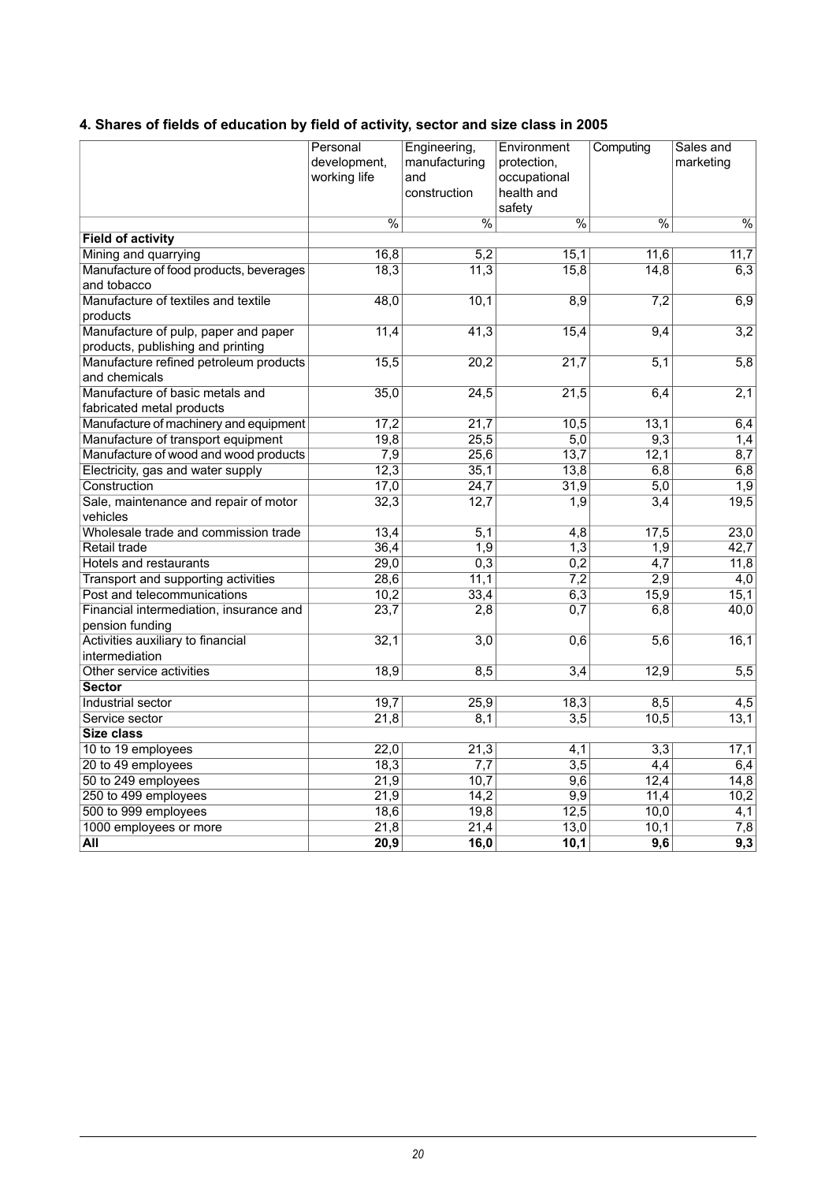## 4. Shares of fields of education by field of activity, sector and size class in 2005

| | Personal development, working life | Engineering, manufacturing and construction | Environment protection, occupational health and safety | Computing | Sales and marketing |
|---|---|---|---|---|---|
| | % | % | % | % | % |
| **Field of activity** | | | | | |
| Mining and quarrying | 16,8 | 5,2 | 15,1 | 11,6 | 11,7 |
| Manufacture of food products, beverages and tobacco | 18,3 | 11,3 | 15,8 | 14,8 | 6,3 |
| Manufacture of textiles and textile products | 48,0 | 10,1 | 8,9 | 7,2 | 6,9 |
| Manufacture of pulp, paper and paper products, publishing and printing | 11,4 | 41,3 | 15,4 | 9,4 | 3,2 |
| Manufacture refined petroleum products and chemicals | 15,5 | 20,2 | 21,7 | 5,1 | 5,8 |
| Manufacture of basic metals and fabricated metal products | 35,0 | 24,5 | 21,5 | 6,4 | 2,1 |
| Manufacture of machinery and equipment | 17,2 | 21,7 | 10,5 | 13,1 | 6,4 |
| Manufacture of transport equipment | 19,8 | 25,5 | 5,0 | 9,3 | 1,4 |
| Manufacture of wood and wood products | 7,9 | 25,6 | 13,7 | 12,1 | 8,7 |
| Electricity, gas and water supply | 12,3 | 35,1 | 13,8 | 6,8 | 6,8 |
| Construction | 17,0 | 24,7 | 31,9 | 5,0 | 1,9 |
| Sale, maintenance and repair of motor vehicles | 32,3 | 12,7 | 1,9 | 3,4 | 19,5 |
| Wholesale trade and commission trade | 13,4 | 5,1 | 4,8 | 17,5 | 23,0 |
| Retail trade | 36,4 | 1,9 | 1,3 | 1,9 | 42,7 |
| Hotels and restaurants | 29,0 | 0,3 | 0,2 | 4,7 | 11,8 |
| Transport and supporting activities | 28,6 | 11,1 | 7,2 | 2,9 | 4,0 |
| Post and telecommunications | 10,2 | 33,4 | 6,3 | 15,9 | 15,1 |
| Financial intermediation, insurance and pension funding | 23,7 | 2,8 | 0,7 | 6,8 | 40,0 |
| Activities auxiliary to financial intermediation | 32,1 | 3,0 | 0,6 | 5,6 | 16,1 |
| Other service activities | 18,9 | 8,5 | 3,4 | 12,9 | 5,5 |
| **Sector** | | | | | |
| Industrial sector | 19,7 | 25,9 | 18,3 | 8,5 | 4,5 |
| Service sector | 21,8 | 8,1 | 3,5 | 10,5 | 13,1 |
| **Size class** | | | | | |
| 10 to 19 employees | 22,0 | 21,3 | 4,1 | 3,3 | 17,1 |
| 20 to 49 employees | 18,3 | 7,7 | 3,5 | 4,4 | 6,4 |
| 50 to 249 employees | 21,9 | 10,7 | 9,6 | 12,4 | 14,8 |
| 250 to 499 employees | 21,9 | 14,2 | 9,9 | 11,4 | 10,2 |
| 500 to 999 employees | 18,6 | 19,8 | 12,5 | 10,0 | 4,1 |
| 1000 employees or more | 21,8 | 21,4 | 13,0 | 10,1 | 7,8 |
| **All** | **20,9** | **16,0** | **10,1** | **9,6** | **9,3** |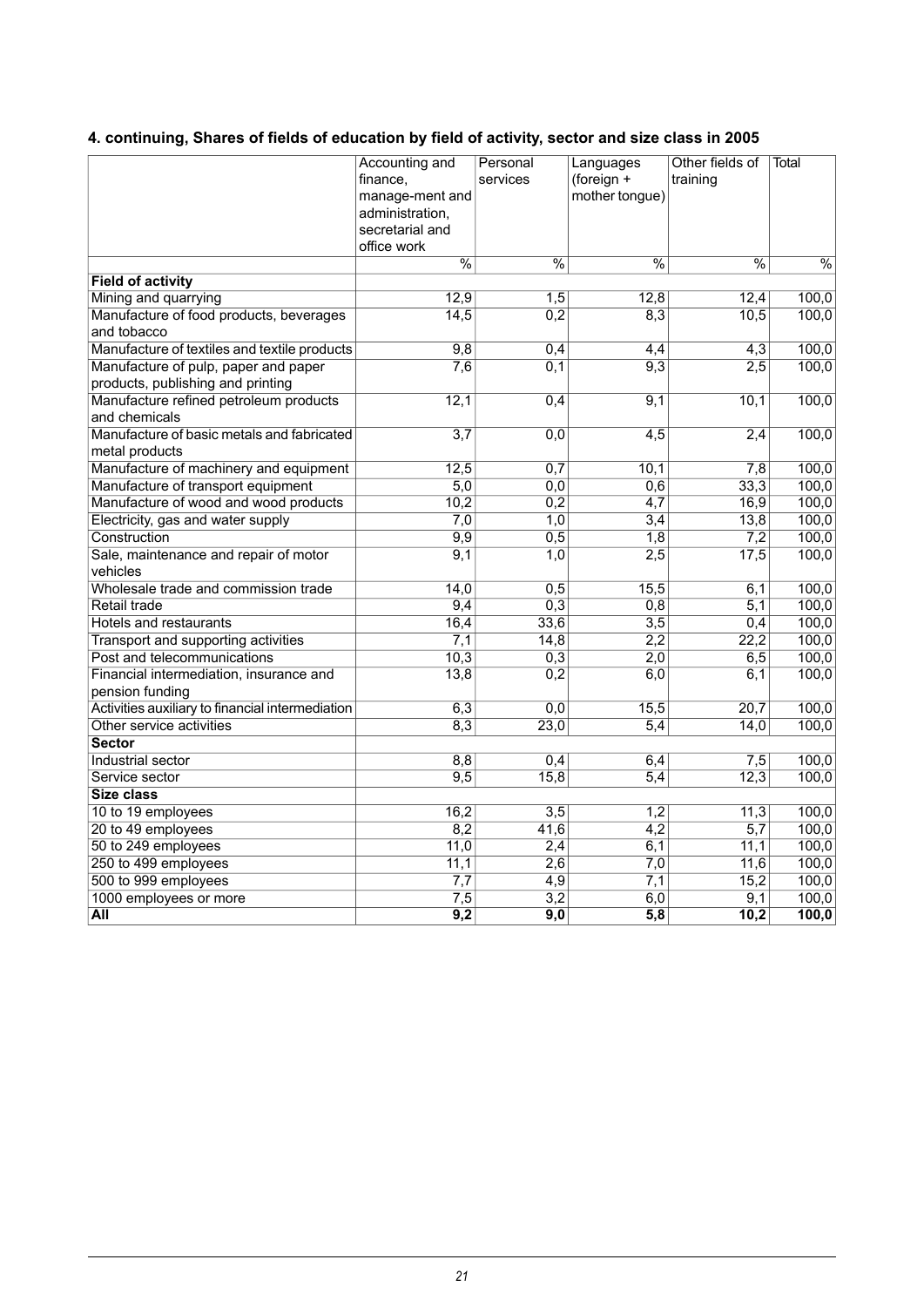## 4. continuing, Shares of fields of education by field of activity, sector and size class in 2005

| | Accounting and finance, manage-ment and administration, secretarial and office work | Personal services | Languages (foreign + mother tongue) | Other fields of training | Total |
|---|---|---|---|---|---|
| | % | % | % | % | % |
| **Field of activity** | | | | | |
| Mining and quarrying | 12,9 | 1,5 | 12,8 | 12,4 | 100,0 |
| Manufacture of food products, beverages and tobacco | 14,5 | 0,2 | 8,3 | 10,5 | 100,0 |
| Manufacture of textiles and textile products | 9,8 | 0,4 | 4,4 | 4,3 | 100,0 |
| Manufacture of pulp, paper and paper products, publishing and printing | 7,6 | 0,1 | 9,3 | 2,5 | 100,0 |
| Manufacture refined petroleum products and chemicals | 12,1 | 0,4 | 9,1 | 10,1 | 100,0 |
| Manufacture of basic metals and fabricated metal products | 3,7 | 0,0 | 4,5 | 2,4 | 100,0 |
| Manufacture of machinery and equipment | 12,5 | 0,7 | 10,1 | 7,8 | 100,0 |
| Manufacture of transport equipment | 5,0 | 0,0 | 0,6 | 33,3 | 100,0 |
| Manufacture of wood and wood products | 10,2 | 0,2 | 4,7 | 16,9 | 100,0 |
| Electricity, gas and water supply | 7,0 | 1,0 | 3,4 | 13,8 | 100,0 |
| Construction | 9,9 | 0,5 | 1,8 | 7,2 | 100,0 |
| Sale, maintenance and repair of motor vehicles | 9,1 | 1,0 | 2,5 | 17,5 | 100,0 |
| Wholesale trade and commission trade | 14,0 | 0,5 | 15,5 | 6,1 | 100,0 |
| Retail trade | 9,4 | 0,3 | 0,8 | 5,1 | 100,0 |
| Hotels and restaurants | 16,4 | 33,6 | 3,5 | 0,4 | 100,0 |
| Transport and supporting activities | 7,1 | 14,8 | 2,2 | 22,2 | 100,0 |
| Post and telecommunications | 10,3 | 0,3 | 2,0 | 6,5 | 100,0 |
| Financial intermediation, insurance and pension funding | 13,8 | 0,2 | 6,0 | 6,1 | 100,0 |
| Activities auxiliary to financial intermediation | 6,3 | 0,0 | 15,5 | 20,7 | 100,0 |
| Other service activities | 8,3 | 23,0 | 5,4 | 14,0 | 100,0 |
| **Sector** | | | | | |
| Industrial sector | 8,8 | 0,4 | 6,4 | 7,5 | 100,0 |
| Service sector | 9,5 | 15,8 | 5,4 | 12,3 | 100,0 |
| **Size class** | | | | | |
| 10 to 19 employees | 16,2 | 3,5 | 1,2 | 11,3 | 100,0 |
| 20 to 49 employees | 8,2 | 41,6 | 4,2 | 5,7 | 100,0 |
| 50 to 249 employees | 11,0 | 2,4 | 6,1 | 11,1 | 100,0 |
| 250 to 499 employees | 11,1 | 2,6 | 7,0 | 11,6 | 100,0 |
| 500 to 999 employees | 7,7 | 4,9 | 7,1 | 15,2 | 100,0 |
| 1000 employees or more | 7,5 | 3,2 | 6,0 | 9,1 | 100,0 |
| **All** | **9,2** | **9,0** | **5,8** | **10,2** | **100,0** |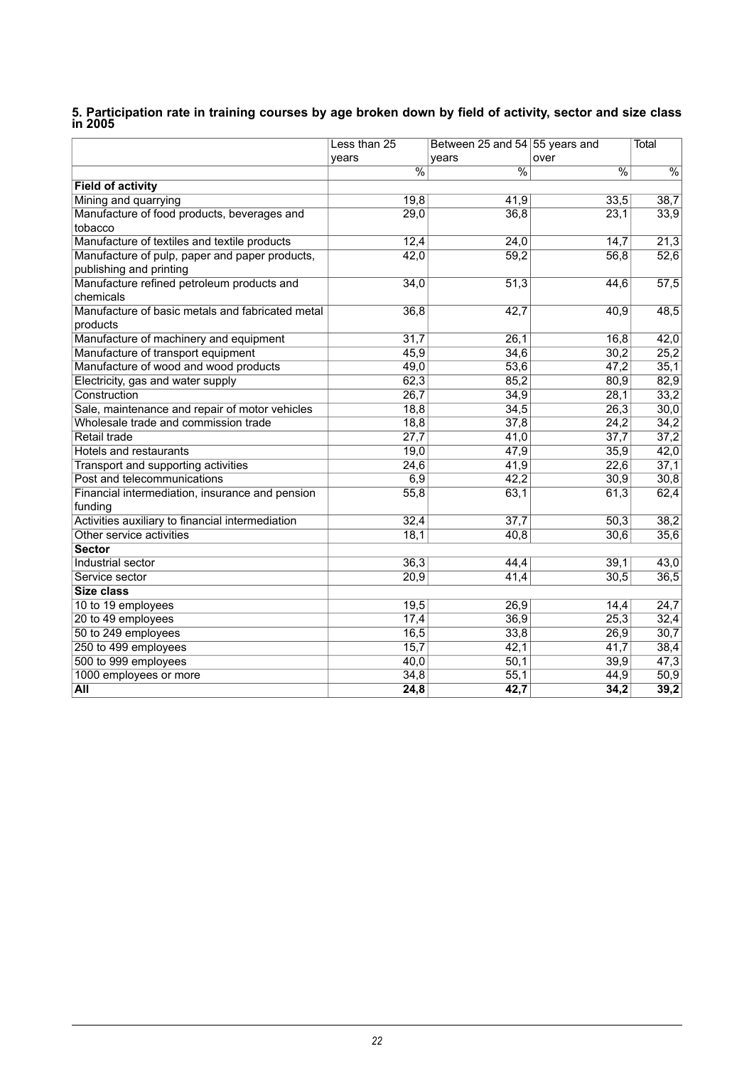### 5. Participation rate in training courses by age broken down by field of activity, sector and size class in 2005

| | Less than 25 years | Between 25 and 54 years | 55 years and over | Total |
|---|---|---|---|---|
| | % | % | % | % |
| **Field of activity** | | | | |
| Mining and quarrying | 19,8 | 41,9 | 33,5 | 38,7 |
| Manufacture of food products, beverages and tobacco | 29,0 | 36,8 | 23,1 | 33,9 |
| Manufacture of textiles and textile products | 12,4 | 24,0 | 14,7 | 21,3 |
| Manufacture of pulp, paper and paper products, publishing and printing | 42,0 | 59,2 | 56,8 | 52,6 |
| Manufacture refined petroleum products and chemicals | 34,0 | 51,3 | 44,6 | 57,5 |
| Manufacture of basic metals and fabricated metal products | 36,8 | 42,7 | 40,9 | 48,5 |
| Manufacture of machinery and equipment | 31,7 | 26,1 | 16,8 | 42,0 |
| Manufacture of transport equipment | 45,9 | 34,6 | 30,2 | 25,2 |
| Manufacture of wood and wood products | 49,0 | 53,6 | 47,2 | 35,1 |
| Electricity, gas and water supply | 62,3 | 85,2 | 80,9 | 82,9 |
| Construction | 26,7 | 34,9 | 28,1 | 33,2 |
| Sale, maintenance and repair of motor vehicles | 18,8 | 34,5 | 26,3 | 30,0 |
| Wholesale trade and commission trade | 18,8 | 37,8 | 24,2 | 34,2 |
| Retail trade | 27,7 | 41,0 | 37,7 | 37,2 |
| Hotels and restaurants | 19,0 | 47,9 | 35,9 | 42,0 |
| Transport and supporting activities | 24,6 | 41,9 | 22,6 | 37,1 |
| Post and telecommunications | 6,9 | 42,2 | 30,9 | 30,8 |
| Financial intermediation, insurance and pension funding | 55,8 | 63,1 | 61,3 | 62,4 |
| Activities auxiliary to financial intermediation | 32,4 | 37,7 | 50,3 | 38,2 |
| Other service activities | 18,1 | 40,8 | 30,6 | 35,6 |
| **Sector** | | | | |
| Industrial sector | 36,3 | 44,4 | 39,1 | 43,0 |
| Service sector | 20,9 | 41,4 | 30,5 | 36,5 |
| **Size class** | | | | |
| 10 to 19 employees | 19,5 | 26,9 | 14,4 | 24,7 |
| 20 to 49 employees | 17,4 | 36,9 | 25,3 | 32,4 |
| 50 to 249 employees | 16,5 | 33,8 | 26,9 | 30,7 |
| 250 to 499 employees | 15,7 | 42,1 | 41,7 | 38,4 |
| 500 to 999 employees | 40,0 | 50,1 | 39,9 | 47,3 |
| 1000 employees or more | 34,8 | 55,1 | 44,9 | 50,9 |
| **All** | **24,8** | **42,7** | **34,2** | **39,2** |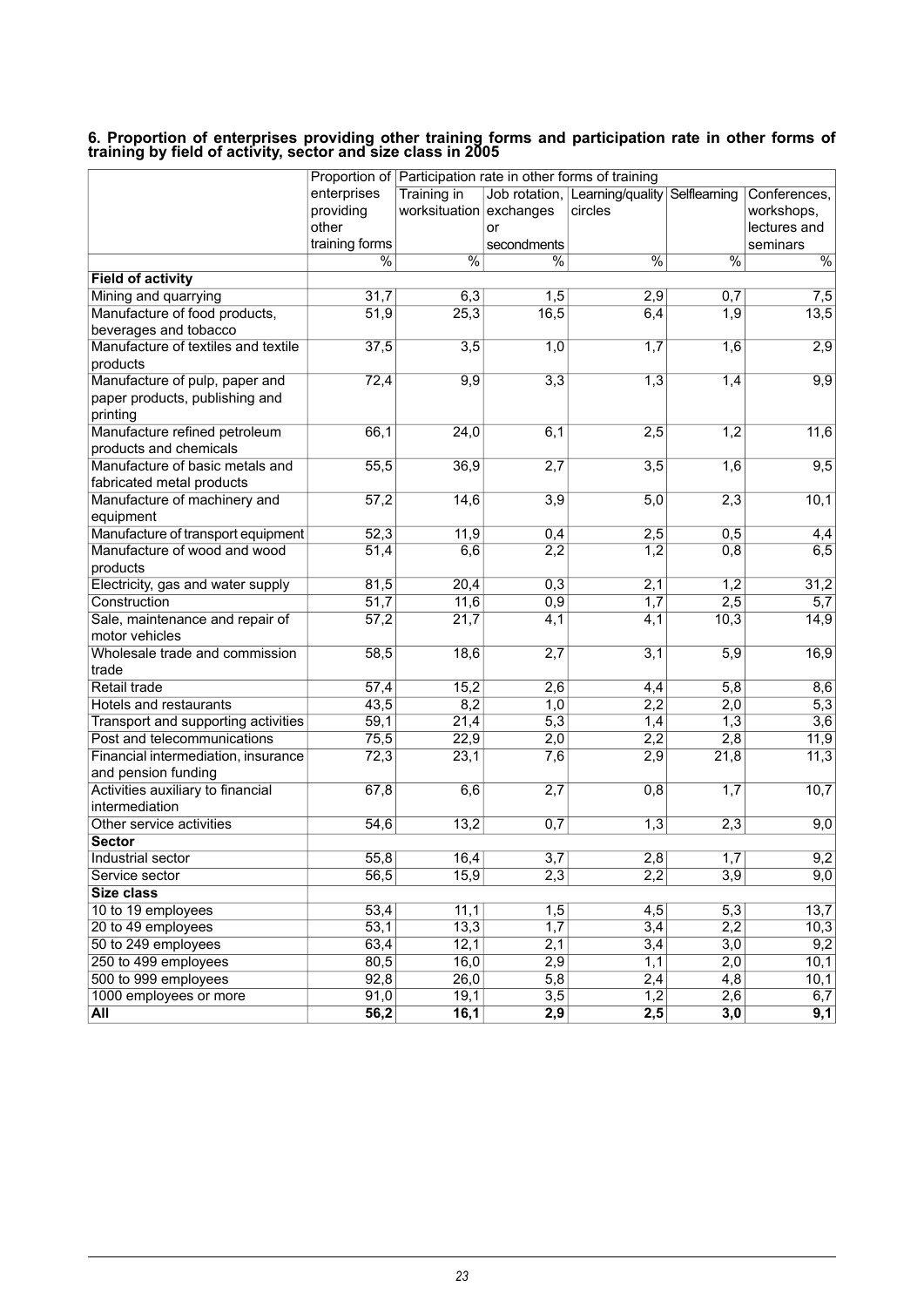**6. Proportion of enterprises providing other training forms and participation rate in other forms of training by field of activity, sector and size class in 2005**

| | Proportion of enterprises providing other training forms | Participation rate in other forms of training | | | | |
|---|---|---|---|---|---|---|
| | | Training in worksituation | Job rotation, exchanges or secondments | Learning/quality circles | Selflearning | Conferences, workshops, lectures and seminars |
| | % | % | % | % | % | % |
| **Field of activity** | | | | | | |
| Mining and quarrying | 31,7 | 6,3 | 1,5 | 2,9 | 0,7 | 7,5 |
| Manufacture of food products, beverages and tobacco | 51,9 | 25,3 | 16,5 | 6,4 | 1,9 | 13,5 |
| Manufacture of textiles and textile products | 37,5 | 3,5 | 1,0 | 1,7 | 1,6 | 2,9 |
| Manufacture of pulp, paper and paper products, publishing and printing | 72,4 | 9,9 | 3,3 | 1,3 | 1,4 | 9,9 |
| Manufacture refined petroleum products and chemicals | 66,1 | 24,0 | 6,1 | 2,5 | 1,2 | 11,6 |
| Manufacture of basic metals and fabricated metal products | 55,5 | 36,9 | 2,7 | 3,5 | 1,6 | 9,5 |
| Manufacture of machinery and equipment | 57,2 | 14,6 | 3,9 | 5,0 | 2,3 | 10,1 |
| Manufacture of transport equipment | 52,3 | 11,9 | 0,4 | 2,5 | 0,5 | 4,4 |
| Manufacture of wood and wood products | 51,4 | 6,6 | 2,2 | 1,2 | 0,8 | 6,5 |
| Electricity, gas and water supply | 81,5 | 20,4 | 0,3 | 2,1 | 1,2 | 31,2 |
| Construction | 51,7 | 11,6 | 0,9 | 1,7 | 2,5 | 5,7 |
| Sale, maintenance and repair of motor vehicles | 57,2 | 21,7 | 4,1 | 4,1 | 10,3 | 14,9 |
| Wholesale trade and commission trade | 58,5 | 18,6 | 2,7 | 3,1 | 5,9 | 16,9 |
| Retail trade | 57,4 | 15,2 | 2,6 | 4,4 | 5,8 | 8,6 |
| Hotels and restaurants | 43,5 | 8,2 | 1,0 | 2,2 | 2,0 | 5,3 |
| Transport and supporting activities | 59,1 | 21,4 | 5,3 | 1,4 | 1,3 | 3,6 |
| Post and telecommunications | 75,5 | 22,9 | 2,0 | 2,2 | 2,8 | 11,9 |
| Financial intermediation, insurance and pension funding | 72,3 | 23,1 | 7,6 | 2,9 | 21,8 | 11,3 |
| Activities auxiliary to financial intermediation | 67,8 | 6,6 | 2,7 | 0,8 | 1,7 | 10,7 |
| Other service activities | 54,6 | 13,2 | 0,7 | 1,3 | 2,3 | 9,0 |
| **Sector** | | | | | | |
| Industrial sector | 55,8 | 16,4 | 3,7 | 2,8 | 1,7 | 9,2 |
| Service sector | 56,5 | 15,9 | 2,3 | 2,2 | 3,9 | 9,0 |
| **Size class** | | | | | | |
| 10 to 19 employees | 53,4 | 11,1 | 1,5 | 4,5 | 5,3 | 13,7 |
| 20 to 49 employees | 53,1 | 13,3 | 1,7 | 3,4 | 2,2 | 10,3 |
| 50 to 249 employees | 63,4 | 12,1 | 2,1 | 3,4 | 3,0 | 9,2 |
| 250 to 499 employees | 80,5 | 16,0 | 2,9 | 1,1 | 2,0 | 10,1 |
| 500 to 999 employees | 92,8 | 26,0 | 5,8 | 2,4 | 4,8 | 10,1 |
| 1000 employees or more | 91,0 | 19,1 | 3,5 | 1,2 | 2,6 | 6,7 |
| **All** | **56,2** | **16,1** | **2,9** | **2,5** | **3,0** | **9,1** |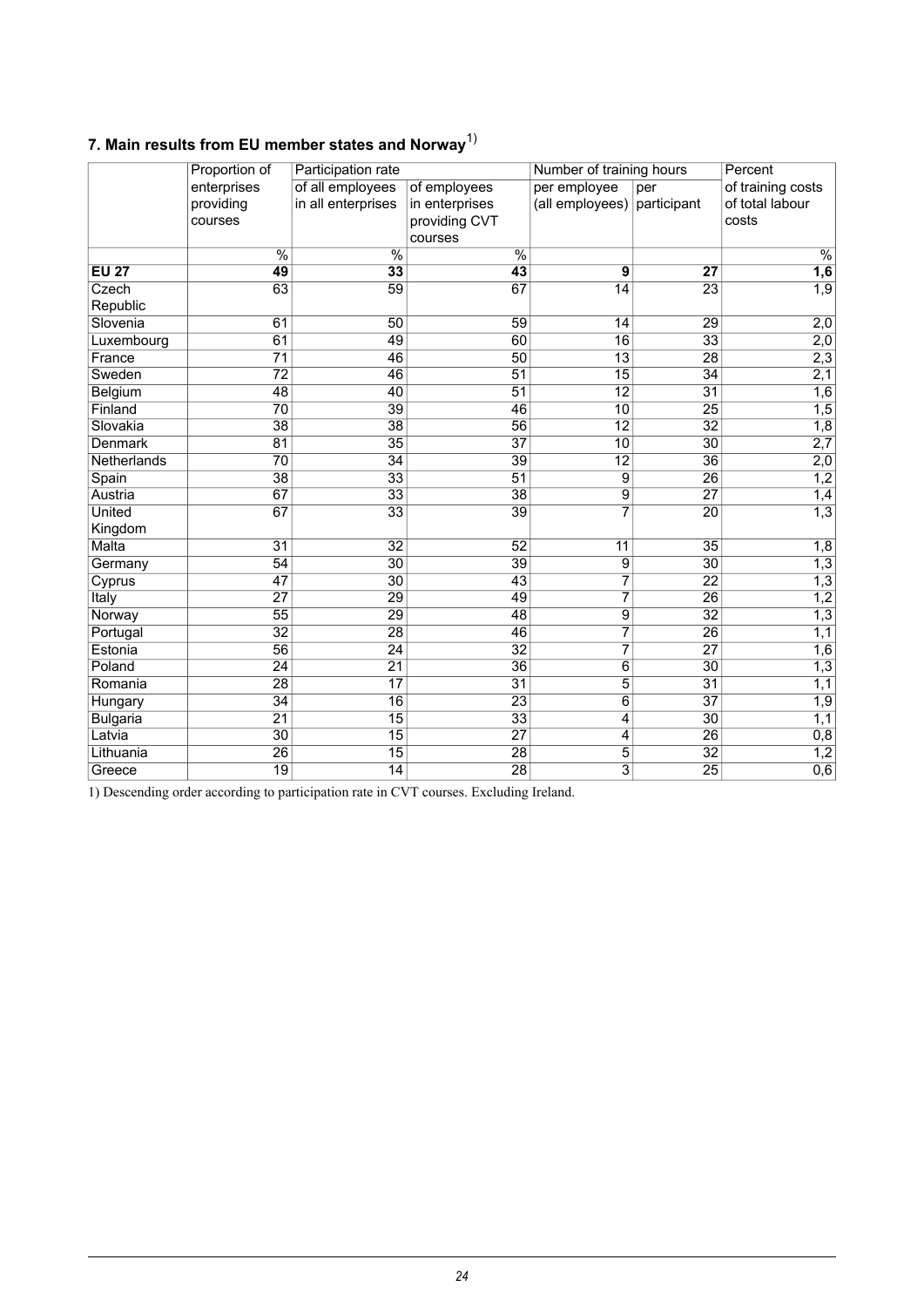## 7. Main results from EU member states and Norway[1)]

| | Proportion of enterprises providing courses | Participation rate | | Number of training hours | | Percent of training costs of total labour costs |
|---|---|---|---|---|---|---|
| | | of all employees in all enterprises | of employees in enterprises providing CVT courses | per employee (all employees) | per participant | |
| | % | % | % | | | % |
| **EU 27** | **49** | **33** | **43** | **9** | **27** | **1,6** |
| Czech Republic | 63 | 59 | 67 | 14 | 23 | 1,9 |
| Slovenia | 61 | 50 | 59 | 14 | 29 | 2,0 |
| Luxembourg | 61 | 49 | 60 | 16 | 33 | 2,0 |
| France | 71 | 46 | 50 | 13 | 28 | 2,3 |
| Sweden | 72 | 46 | 51 | 15 | 34 | 2,1 |
| Belgium | 48 | 40 | 51 | 12 | 31 | 1,6 |
| Finland | 70 | 39 | 46 | 10 | 25 | 1,5 |
| Slovakia | 38 | 38 | 56 | 12 | 32 | 1,8 |
| Denmark | 81 | 35 | 37 | 10 | 30 | 2,7 |
| Netherlands | 70 | 34 | 39 | 12 | 36 | 2,0 |
| Spain | 38 | 33 | 51 | 9 | 26 | 1,2 |
| Austria | 67 | 33 | 38 | 9 | 27 | 1,4 |
| United Kingdom | 67 | 33 | 39 | 7 | 20 | 1,3 |
| Malta | 31 | 32 | 52 | 11 | 35 | 1,8 |
| Germany | 54 | 30 | 39 | 9 | 30 | 1,3 |
| Cyprus | 47 | 30 | 43 | 7 | 22 | 1,3 |
| Italy | 27 | 29 | 49 | 7 | 26 | 1,2 |
| Norway | 55 | 29 | 48 | 9 | 32 | 1,3 |
| Portugal | 32 | 28 | 46 | 7 | 26 | 1,1 |
| Estonia | 56 | 24 | 32 | 7 | 27 | 1,6 |
| Poland | 24 | 21 | 36 | 6 | 30 | 1,3 |
| Romania | 28 | 17 | 31 | 5 | 31 | 1,1 |
| Hungary | 34 | 16 | 23 | 6 | 37 | 1,9 |
| Bulgaria | 21 | 15 | 33 | 4 | 30 | 1,1 |
| Latvia | 30 | 15 | 27 | 4 | 26 | 0,8 |
| Lithuania | 26 | 15 | 28 | 5 | 32 | 1,2 |
| Greece | 19 | 14 | 28 | 3 | 25 | 0,6 |

1) Descending order according to participation rate in CVT courses. Excluding Ireland.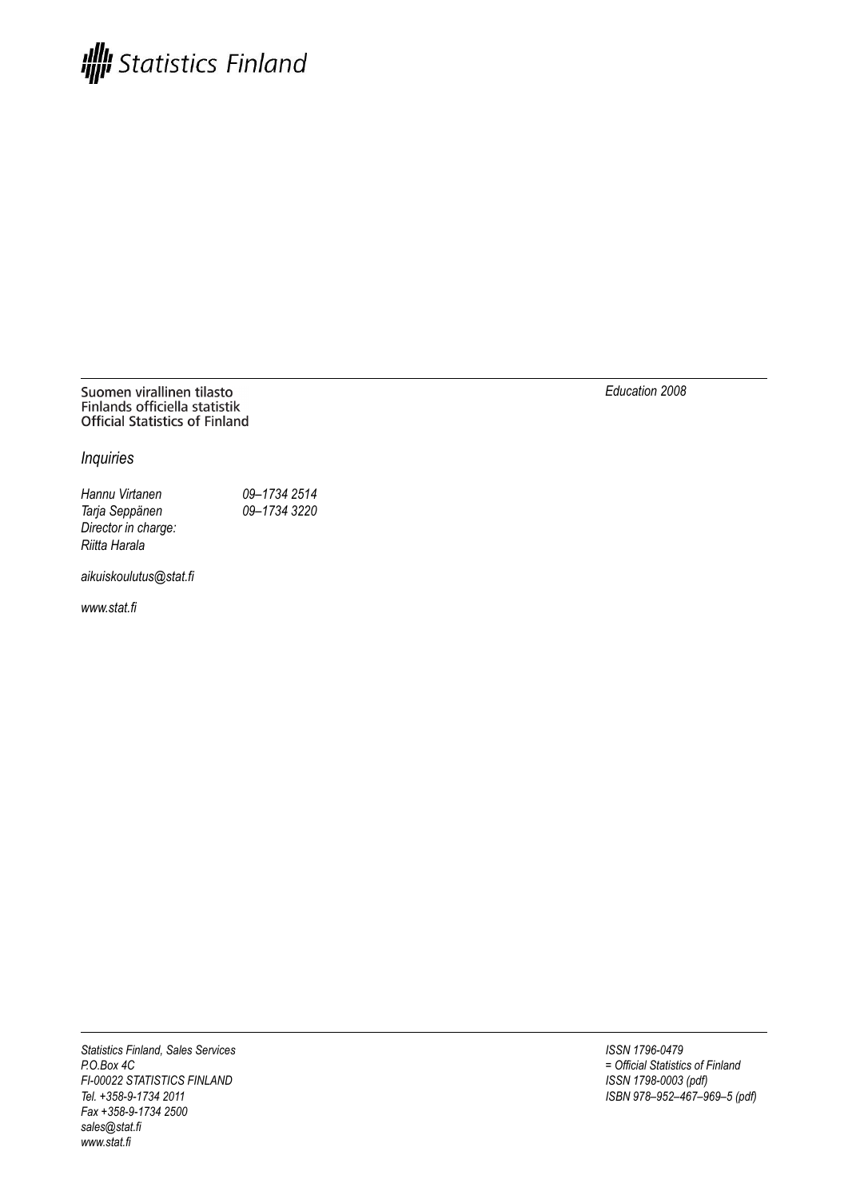Statistics Finland

Suomen virallinen tilasto
Finlands officiella statistik
Official Statistics of Finland

*Education 2008*

*Inquiries*

| | |
|---|---|
| *Hannu Virtanen* | *09–1734 2514* |
| *Tarja Seppänen* | *09–1734 3220* |
| *Director in charge:* | |
| *Riitta Harala* | |

*aikuiskoulutus@stat.fi*

*www.stat.fi*

*Statistics Finland, Sales Services*
*P.O.Box 4C*
*FI-00022 STATISTICS FINLAND*
*Tel. +358-9-1734 2011*
*Fax +358-9-1734 2500*
*sales@stat.fi*
*www.stat.fi*

*ISSN 1796-0479*
*= Official Statistics of Finland*
*ISSN 1798-0003 (pdf)*
*ISBN 978–952–467–969–5 (pdf)*